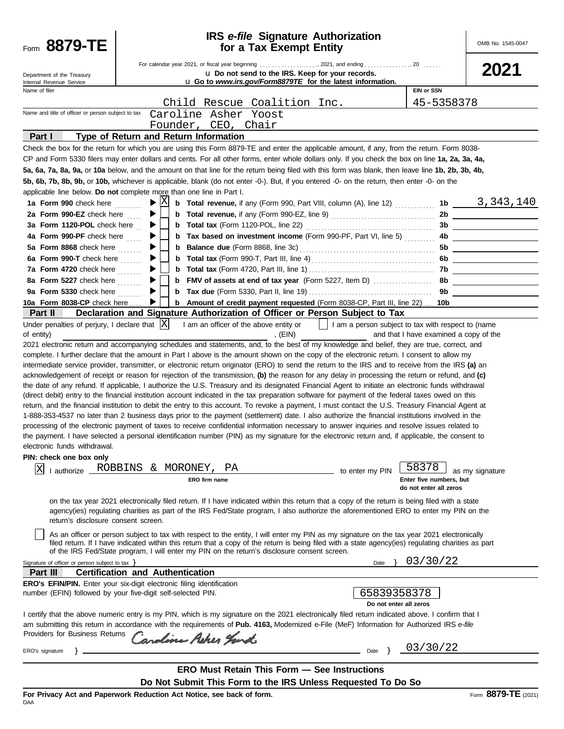Form **8879-TE**

Department of the Treasury
Internal Revenue Service

# IRS *e-file* Signature Authorization for a Tax Exempt Entity

OMB No. 1545-0047

**2021**

For calendar year 2021, or fiscal year beginning ..................., 2021, and ending ..............., 20 ......

u **Do not send to the IRS. Keep for your records.**

u **Go to *www.irs.gov/Form8879TE* for the latest information.**

| Name of filer | EIN or SSN |
|---|---|
| Child Rescue Coalition Inc. | 45-5358378 |

Name and title of officer or person subject to tax: Caroline Asher Yoost, Founder, CEO, Chair

## Part I Type of Return and Return Information

Check the box for the return for which you are using this Form 8879-TE and enter the applicable amount, if any, from the return. Form 8038-CP and Form 5330 filers may enter dollars and cents. For all other forms, enter whole dollars only. If you check the box on line **1a, 2a, 3a, 4a, 5a, 6a, 7a, 8a, 9a,** or **10a** below, and the amount on that line for the return being filed with this form was blank, then leave line **1b, 2b, 3b, 4b, 5b, 6b, 7b, 8b, 9b,** or **10b,** whichever is applicable, blank (do not enter -0-). But, if you entered -0- on the return, then enter -0- on the applicable line below. **Do not** complete more than one line in Part I.

| | | | | |
|---|---|---|---|---|
| **1a Form 990** check here | X | **b Total revenue,** if any (Form 990, Part VIII, column (A), line 12) | 1b | 3,343,140 |
| **2a Form 990-EZ** check here | | **b Total revenue,** if any (Form 990-EZ, line 9) | 2b | |
| **3a Form 1120-POL** check here | | **b Total tax** (Form 1120-POL, line 22) | 3b | |
| **4a Form 990-PF** check here | | **b Tax based on investment income** (Form 990-PF, Part VI, line 5) | 4b | |
| **5a Form 8868** check here | | **b Balance due** (Form 8868, line 3c) | 5b | |
| **6a Form 990-T** check here | | **b Total tax** (Form 990-T, Part III, line 4) | 6b | |
| **7a Form 4720** check here | | **b Total tax** (Form 4720, Part III, line 1) | 7b | |
| **8a Form 5227** check here | | **b FMV of assets at end of tax year** (Form 5227, Item D) | 8b | |
| **9a Form 5330** check here | | **b Tax due** (Form 5330, Part II, line 19) | 9b | |
| **10a Form 8038-CP** check here | | **b Amount of credit payment requested** (Form 8038-CP, Part III, line 22) | 10b | |

## Part II Declaration and Signature Authorization of Officer or Person Subject to Tax

Under penalties of perjury, I declare that [X] I am an officer of the above entity or [ ] I am a person subject to tax with respect to (name of entity) ______________________, (EIN) ______________ and that I have examined a copy of the 2021 electronic return and accompanying schedules and statements, and, to the best of my knowledge and belief, they are true, correct, and complete. I further declare that the amount in Part I above is the amount shown on the copy of the electronic return. I consent to allow my intermediate service provider, transmitter, or electronic return originator (ERO) to send the return to the IRS and to receive from the IRS **(a)** an acknowledgement of receipt or reason for rejection of the transmission, **(b)** the reason for any delay in processing the return or refund, and **(c)** the date of any refund. If applicable, I authorize the U.S. Treasury and its designated Financial Agent to initiate an electronic funds withdrawal (direct debit) entry to the financial institution account indicated in the tax preparation software for payment of the federal taxes owed on this return, and the financial institution to debit the entry to this account. To revoke a payment, I must contact the U.S. Treasury Financial Agent at 1-888-353-4537 no later than 2 business days prior to the payment (settlement) date. I also authorize the financial institutions involved in the processing of the electronic payment of taxes to receive confidential information necessary to answer inquiries and resolve issues related to the payment. I have selected a personal identification number (PIN) as my signature for the electronic return and, if applicable, the consent to electronic funds withdrawal.

**PIN: check one box only**

[X] I authorize ROBBINS & MORONEY, PA (**ERO firm name**) to enter my PIN 58378 (**Enter five numbers, but do not enter all zeros**) as my signature on the tax year 2021 electronically filed return. If I have indicated within this return that a copy of the return is being filed with a state agency(ies) regulating charities as part of the IRS Fed/State program, I also authorize the aforementioned ERO to enter my PIN on the return's disclosure consent screen.

[ ] As an officer or person subject to tax with respect to the entity, I will enter my PIN as my signature on the tax year 2021 electronically filed return. If I have indicated within this return that a copy of the return is being filed with a state agency(ies) regulating charities as part of the IRS Fed/State program, I will enter my PIN on the return's disclosure consent screen.

Signature of officer or person subject to tax } ______________________ Date } 03/30/22

## Part III Certification and Authentication

**ERO's EFIN/PIN.** Enter your six-digit electronic filing identification number (EFIN) followed by your five-digit self-selected PIN. 65839358378 (**Do not enter all zeros**)

I certify that the above numeric entry is my PIN, which is my signature on the 2021 electronically filed return indicated above. I confirm that I am submitting this return in accordance with the requirements of **Pub. 4163,** Modernized e-File (MeF) Information for Authorized IRS *e-file* Providers for Business Returns

ERO's signature } Caroline Asher Yoost Date } 03/30/22

**ERO Must Retain This Form — See Instructions**

**Do Not Submit This Form to the IRS Unless Requested To Do So**

**For Privacy Act and Paperwork Reduction Act Notice, see back of form.**

DAA

Form **8879-TE** (2021)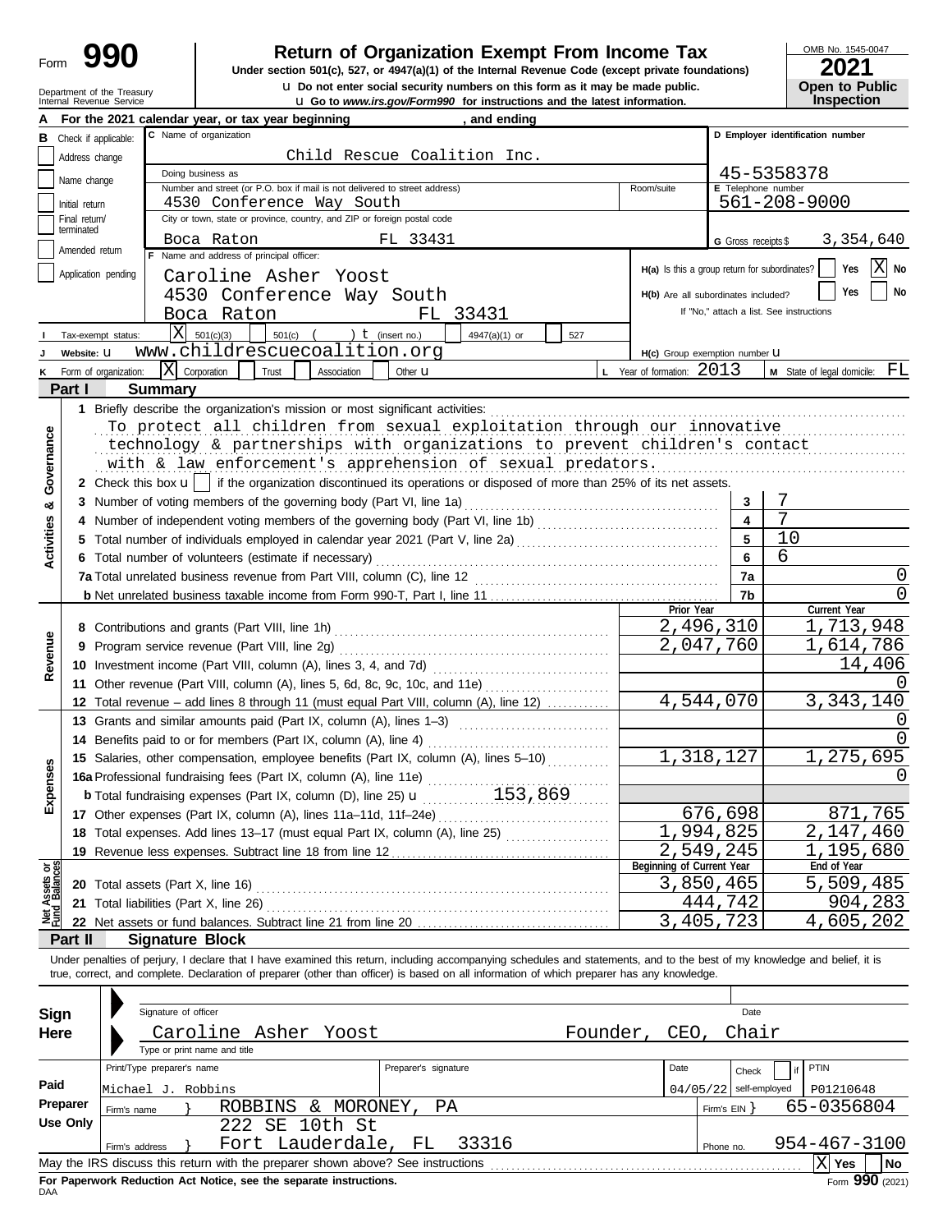Form **990** | **Return of Organization Exempt From Income Tax**

**Under section 501(c), 527, or 4947(a)(1) of the Internal Revenue Code (except private foundations)**

u **Do not enter social security numbers on this form as it may be made public.**

u **Go to *www.irs.gov/Form990* for instructions and the latest information.**

OMB No. 1545-0047

**2021**

**Open to Public Inspection**

Department of the Treasury
Internal Revenue Service

**A** For the 2021 calendar year, or tax year beginning , and ending

**B** Check if applicable:
- Address change
- Name change
- Initial return
- Final return/terminated
- Amended return
- Application pending

**C** Name of organization: Child Rescue Coalition Inc.

Doing business as

Number and street (or P.O. box if mail is not delivered to street address): 4530 Conference Way South | Room/suite

City or town, state or province, country, and ZIP or foreign postal code: Boca Raton FL 33431

**D** Employer identification number: 45-5358378

**E** Telephone number: 561-208-9000

**G** Gross receipts $ 3,354,640

**F** Name and address of principal officer: Caroline Asher Yoost, 4530 Conference Way South, Boca Raton FL 33431

**H(a)** Is this a group return for subordinates? Yes [ ] No [X]

**H(b)** Are all subordinates included? Yes [ ] No [ ]
If "No," attach a list. See instructions

**I** Tax-exempt status: [X] 501(c)(3) [ ] 501(c) ( ) t (insert no.) [ ] 4947(a)(1) or [ ] 527

**J** Website: u www.childrescuecoalition.org

**H(c)** Group exemption number u

**K** Form of organization: [X] Corporation [ ] Trust [ ] Association [ ] Other u

**L** Year of formation: 2013

**M** State of legal domicile: FL

## Part I Summary

**Activities & Governance**

1 Briefly describe the organization's mission or most significant activities:
To protect all children from sexual exploitation through our innovative technology & partnerships with organizations to prevent children's contact with & law enforcement's apprehension of sexual predators.

2 Check this box u [ ] if the organization discontinued its operations or disposed of more than 25% of its net assets.

| | | |
|---|---|---|
| 3 Number of voting members of the governing body (Part VI, line 1a) | 3 | 7 |
| 4 Number of independent voting members of the governing body (Part VI, line 1b) | 4 | 7 |
| 5 Total number of individuals employed in calendar year 2021 (Part V, line 2a) | 5 | 10 |
| 6 Total number of volunteers (estimate if necessary) | 6 | 6 |
| 7a Total unrelated business revenue from Part VIII, column (C), line 12 | 7a | 0 |
| b Net unrelated business taxable income from Form 990-T, Part I, line 11 | 7b | 0 |

| | Prior Year | Current Year |
|---|---|---|
| **Revenue** | | |
| 8 Contributions and grants (Part VIII, line 1h) | 2,496,310 | 1,713,948 |
| 9 Program service revenue (Part VIII, line 2g) | 2,047,760 | 1,614,786 |
| 10 Investment income (Part VIII, column (A), lines 3, 4, and 7d) | | 14,406 |
| 11 Other revenue (Part VIII, column (A), lines 5, 6d, 8c, 9c, 10c, and 11e) | | 0 |
| 12 Total revenue – add lines 8 through 11 (must equal Part VIII, column (A), line 12) | 4,544,070 | 3,343,140 |
| **Expenses** | | |
| 13 Grants and similar amounts paid (Part IX, column (A), lines 1–3) | | 0 |
| 14 Benefits paid to or for members (Part IX, column (A), line 4) | | 0 |
| 15 Salaries, other compensation, employee benefits (Part IX, column (A), lines 5–10) | 1,318,127 | 1,275,695 |
| 16a Professional fundraising fees (Part IX, column (A), line 11e) | | 0 |
| b Total fundraising expenses (Part IX, column (D), line 25) u 153,869 | | |
| 17 Other expenses (Part IX, column (A), lines 11a–11d, 11f–24e) | 676,698 | 871,765 |
| 18 Total expenses. Add lines 13–17 (must equal Part IX, column (A), line 25) | 1,994,825 | 2,147,460 |
| 19 Revenue less expenses. Subtract line 18 from line 12 | 2,549,245 | 1,195,680 |
| **Net Assets or Fund Balances** | **Beginning of Current Year** | **End of Year** |
| 20 Total assets (Part X, line 16) | 3,850,465 | 5,509,485 |
| 21 Total liabilities (Part X, line 26) | 444,742 | 904,283 |
| 22 Net assets or fund balances. Subtract line 21 from line 20 | 3,405,723 | 4,605,202 |

## Part II Signature Block

Under penalties of perjury, I declare that I have examined this return, including accompanying schedules and statements, and to the best of my knowledge and belief, it is true, correct, and complete. Declaration of preparer (other than officer) is based on all information of which preparer has any knowledge.

**Sign Here**

Signature of officer | Date

Caroline Asher Yoost — Founder, CEO, Chair

Type or print name and title

**Paid Preparer Use Only**

| Print/Type preparer's name | Preparer's signature | Date | Check [ ] if self-employed | PTIN |
|---|---|---|---|---|
| Michael J. Robbins | | 04/05/22 | | P01210648 |

Firm's name } ROBBINS & MORONEY, PA — Firm's EIN } 65-0356804

Firm's address } 222 SE 10th St, Fort Lauderdale, FL 33316 — Phone no. 954-467-3100

May the IRS discuss this return with the preparer shown above? See instructions [X] Yes [ ] No

**For Paperwork Reduction Act Notice, see the separate instructions.** Form **990** (2021)

DAA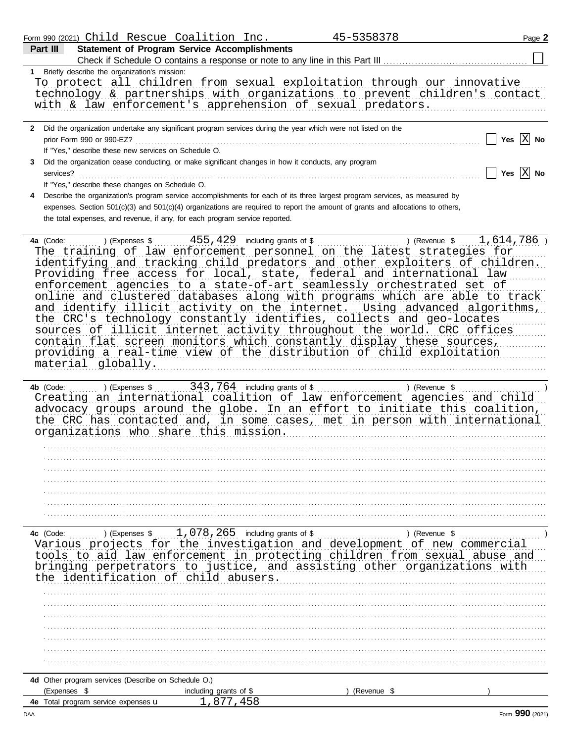Form 990 (2021) Child Rescue Coalition Inc. 45-5358378 Page **2**

**Part III** **Statement of Program Service Accomplishments**

Check if Schedule O contains a response or note to any line in this Part III ☐

**1** Briefly describe the organization's mission:

To protect all children from sexual exploitation through our innovative technology & partnerships with organizations to prevent children's contact with & law enforcement's apprehension of sexual predators.

**2** Did the organization undertake any significant program services during the year which were not listed on the prior Form 990 or 990-EZ? ☐ Yes ☒ No

If "Yes," describe these new services on Schedule O.

**3** Did the organization cease conducting, or make significant changes in how it conducts, any program services? ☐ Yes ☒ No

If "Yes," describe these changes on Schedule O.

**4** Describe the organization's program service accomplishments for each of its three largest program services, as measured by expenses. Section 501(c)(3) and 501(c)(4) organizations are required to report the amount of grants and allocations to others, the total expenses, and revenue, if any, for each program service reported.

**4a** (Code: ) (Expenses $ 455,429 including grants of $ ) (Revenue $ 1,614,786 )

The training of law enforcement personnel on the latest strategies for identifying and tracking child predators and other exploiters of children. Providing free access for local, state, federal and international law enforcement agencies to a state-of-art seamlessly orchestrated set of online and clustered databases along with programs which are able to track and identify illicit activity on the internet. Using advanced algorithms, the CRC's technology constantly identifies, collects and geo-locates sources of illicit internet activity throughout the world. CRC offices contain flat screen monitors which constantly display these sources, providing a real-time view of the distribution of child exploitation material globally.

**4b** (Code: ) (Expenses $ 343,764 including grants of $ ) (Revenue $ )

Creating an international coalition of law enforcement agencies and child advocacy groups around the globe. In an effort to initiate this coalition, the CRC has contacted and, in some cases, met in person with international organizations who share this mission.

**4c** (Code: ) (Expenses $ 1,078,265 including grants of $ ) (Revenue $ )

Various projects for the investigation and development of new commercial tools to aid law enforcement in protecting children from sexual abuse and bringing perpetrators to justice, and assisting other organizations with the identification of child abusers.

**4d** Other program services (Describe on Schedule O.)

(Expenses $ including grants of $ ) (Revenue $ )

**4e** Total program service expenses ▸ 1,877,458

Form **990** (2021)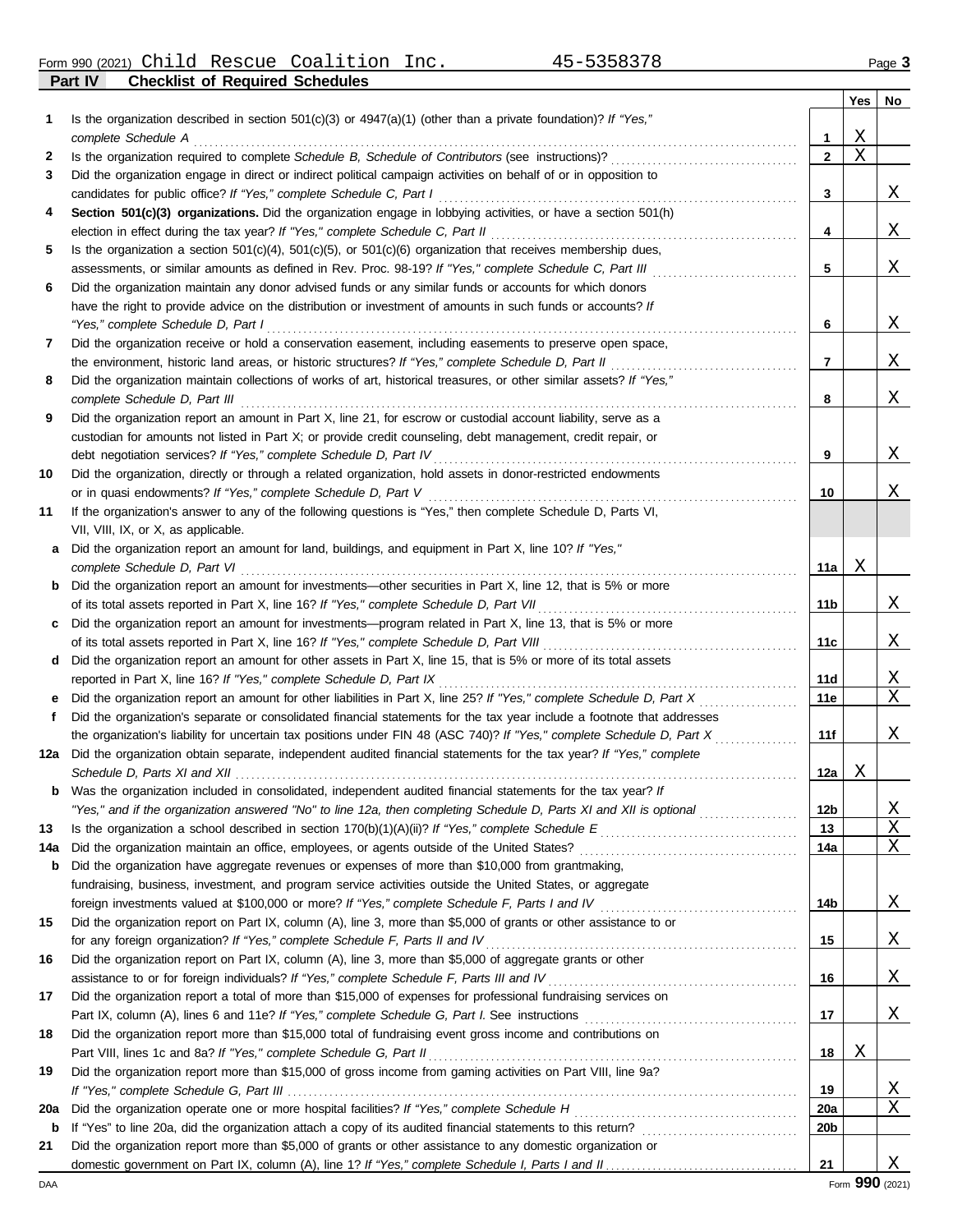Form 990 (2021) Child Rescue Coalition Inc. 45-5358378 Page **3**

## Part IV Checklist of Required Schedules

| | | | Yes | No |
|---|---|---|---|---|
| **1** | Is the organization described in section 501(c)(3) or 4947(a)(1) (other than a private foundation)? *If "Yes," complete Schedule A* | **1** | X | |
| **2** | Is the organization required to complete *Schedule B, Schedule of Contributors* (see instructions)? | **2** | X | |
| **3** | Did the organization engage in direct or indirect political campaign activities on behalf of or in opposition to candidates for public office? *If "Yes," complete Schedule C, Part I* | **3** | | X |
| **4** | **Section 501(c)(3) organizations.** Did the organization engage in lobbying activities, or have a section 501(h) election in effect during the tax year? *If "Yes," complete Schedule C, Part II* | **4** | | X |
| **5** | Is the organization a section 501(c)(4), 501(c)(5), or 501(c)(6) organization that receives membership dues, assessments, or similar amounts as defined in Rev. Proc. 98-19? *If "Yes," complete Schedule C, Part III* | **5** | | X |
| **6** | Did the organization maintain any donor advised funds or any similar funds or accounts for which donors have the right to provide advice on the distribution or investment of amounts in such funds or accounts? *If "Yes," complete Schedule D, Part I* | **6** | | X |
| **7** | Did the organization receive or hold a conservation easement, including easements to preserve open space, the environment, historic land areas, or historic structures? *If "Yes," complete Schedule D, Part II* | **7** | | X |
| **8** | Did the organization maintain collections of works of art, historical treasures, or other similar assets? *If "Yes," complete Schedule D, Part III* | **8** | | X |
| **9** | Did the organization report an amount in Part X, line 21, for escrow or custodial account liability, serve as a custodian for amounts not listed in Part X; or provide credit counseling, debt management, credit repair, or debt negotiation services? *If "Yes," complete Schedule D, Part IV* | **9** | | X |
| **10** | Did the organization, directly or through a related organization, hold assets in donor-restricted endowments or in quasi endowments? *If "Yes," complete Schedule D, Part V* | **10** | | X |
| **11** | If the organization's answer to any of the following questions is "Yes," then complete Schedule D, Parts VI, VII, VIII, IX, or X, as applicable. | | | |
| **a** | Did the organization report an amount for land, buildings, and equipment in Part X, line 10? *If "Yes," complete Schedule D, Part VI* | **11a** | X | |
| **b** | Did the organization report an amount for investments—other securities in Part X, line 12, that is 5% or more of its total assets reported in Part X, line 16? *If "Yes," complete Schedule D, Part VII* | **11b** | | X |
| **c** | Did the organization report an amount for investments—program related in Part X, line 13, that is 5% or more of its total assets reported in Part X, line 16? *If "Yes," complete Schedule D, Part VIII* | **11c** | | X |
| **d** | Did the organization report an amount for other assets in Part X, line 15, that is 5% or more of its total assets reported in Part X, line 16? *If "Yes," complete Schedule D, Part IX* | **11d** | | X |
| **e** | Did the organization report an amount for other liabilities in Part X, line 25? *If "Yes," complete Schedule D, Part X* | **11e** | | X |
| **f** | Did the organization's separate or consolidated financial statements for the tax year include a footnote that addresses the organization's liability for uncertain tax positions under FIN 48 (ASC 740)? *If "Yes," complete Schedule D, Part X* | **11f** | | X |
| **12a** | Did the organization obtain separate, independent audited financial statements for the tax year? *If "Yes," complete Schedule D, Parts XI and XII* | **12a** | X | |
| **b** | Was the organization included in consolidated, independent audited financial statements for the tax year? *If "Yes," and if the organization answered "No" to line 12a, then completing Schedule D, Parts XI and XII is optional* | **12b** | | X |
| **13** | Is the organization a school described in section 170(b)(1)(A)(ii)? *If "Yes," complete Schedule E* | **13** | | X |
| **14a** | Did the organization maintain an office, employees, or agents outside of the United States? | **14a** | | X |
| **b** | Did the organization have aggregate revenues or expenses of more than $10,000 from grantmaking, fundraising, business, investment, and program service activities outside the United States, or aggregate foreign investments valued at $100,000 or more? *If "Yes," complete Schedule F, Parts I and IV* | **14b** | | X |
| **15** | Did the organization report on Part IX, column (A), line 3, more than $5,000 of grants or other assistance to or for any foreign organization? *If "Yes," complete Schedule F, Parts II and IV* | **15** | | X |
| **16** | Did the organization report on Part IX, column (A), line 3, more than $5,000 of aggregate grants or other assistance to or for foreign individuals? *If "Yes," complete Schedule F, Parts III and IV* | **16** | | X |
| **17** | Did the organization report a total of more than $15,000 of expenses for professional fundraising services on Part IX, column (A), lines 6 and 11e? *If "Yes," complete Schedule G, Part I.* See instructions | **17** | | X |
| **18** | Did the organization report more than $15,000 total of fundraising event gross income and contributions on Part VIII, lines 1c and 8a? *If "Yes," complete Schedule G, Part II* | **18** | X | |
| **19** | Did the organization report more than $15,000 of gross income from gaming activities on Part VIII, line 9a? *If "Yes," complete Schedule G, Part III* | **19** | | X |
| **20a** | Did the organization operate one or more hospital facilities? *If "Yes," complete Schedule H* | **20a** | | X |
| **b** | If "Yes" to line 20a, did the organization attach a copy of its audited financial statements to this return? | **20b** | | |
| **21** | Did the organization report more than $5,000 of grants or other assistance to any domestic organization or domestic government on Part IX, column (A), line 1? *If "Yes," complete Schedule I, Parts I and II* | **21** | | X |

DAA Form **990** (2021)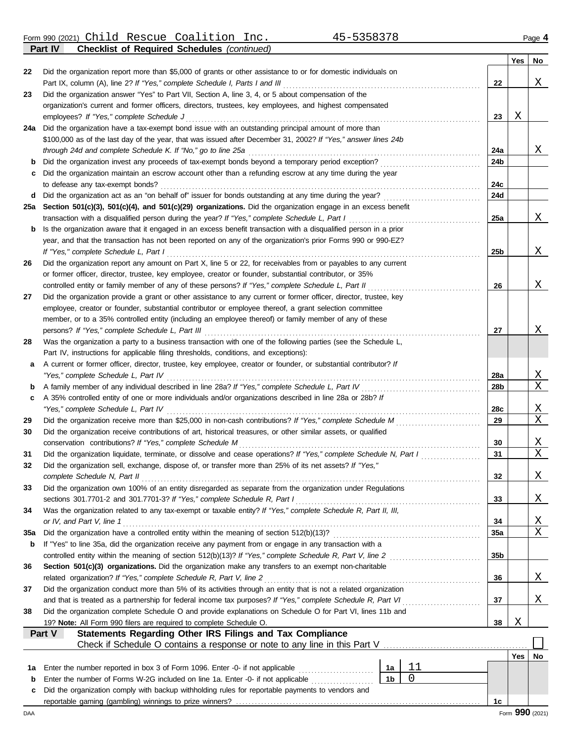Form 990 (2021) Child Rescue Coalition Inc. 45-5358378 Page **4**

## Part IV — Checklist of Required Schedules *(continued)*

| | | | Yes | No |
|---|---|---|---|---|
| 22 | Did the organization report more than $5,000 of grants or other assistance to or for domestic individuals on Part IX, column (A), line 2? *If "Yes," complete Schedule I, Parts I and III* | 22 | | X |
| 23 | Did the organization answer "Yes" to Part VII, Section A, line 3, 4, or 5 about compensation of the organization's current and former officers, directors, trustees, key employees, and highest compensated employees? *If "Yes," complete Schedule J* | 23 | X | |
| 24a | Did the organization have a tax-exempt bond issue with an outstanding principal amount of more than $100,000 as of the last day of the year, that was issued after December 31, 2002? *If "Yes," answer lines 24b through 24d and complete Schedule K. If "No," go to line 25a* | 24a | | X |
| b | Did the organization invest any proceeds of tax-exempt bonds beyond a temporary period exception? | 24b | | |
| c | Did the organization maintain an escrow account other than a refunding escrow at any time during the year to defease any tax-exempt bonds? | 24c | | |
| d | Did the organization act as an "on behalf of" issuer for bonds outstanding at any time during the year? | 24d | | |
| 25a | **Section 501(c)(3), 501(c)(4), and 501(c)(29) organizations.** Did the organization engage in an excess benefit transaction with a disqualified person during the year? *If "Yes," complete Schedule L, Part I* | 25a | | X |
| b | Is the organization aware that it engaged in an excess benefit transaction with a disqualified person in a prior year, and that the transaction has not been reported on any of the organization's prior Forms 990 or 990-EZ? *If "Yes," complete Schedule L, Part I* | 25b | | X |
| 26 | Did the organization report any amount on Part X, line 5 or 22, for receivables from or payables to any current or former officer, director, trustee, key employee, creator or founder, substantial contributor, or 35% controlled entity or family member of any of these persons? *If "Yes," complete Schedule L, Part II* | 26 | | X |
| 27 | Did the organization provide a grant or other assistance to any current or former officer, director, trustee, key employee, creator or founder, substantial contributor or employee thereof, a grant selection committee member, or to a 35% controlled entity (including an employee thereof) or family member of any of these persons? *If "Yes," complete Schedule L, Part III* | 27 | | X |
| 28 | Was the organization a party to a business transaction with one of the following parties (see the Schedule L, Part IV, instructions for applicable filing thresholds, conditions, and exceptions): | | | |
| a | A current or former officer, director, trustee, key employee, creator or founder, or substantial contributor? *If "Yes," complete Schedule L, Part IV* | 28a | | X |
| b | A family member of any individual described in line 28a? *If "Yes," complete Schedule L, Part IV* | 28b | | X |
| c | A 35% controlled entity of one or more individuals and/or organizations described in line 28a or 28b? *If "Yes," complete Schedule L, Part IV* | 28c | | X |
| 29 | Did the organization receive more than $25,000 in non-cash contributions? *If "Yes," complete Schedule M* | 29 | | X |
| 30 | Did the organization receive contributions of art, historical treasures, or other similar assets, or qualified conservation contributions? *If "Yes," complete Schedule M* | 30 | | X |
| 31 | Did the organization liquidate, terminate, or dissolve and cease operations? *If "Yes," complete Schedule N, Part I* | 31 | | X |
| 32 | Did the organization sell, exchange, dispose of, or transfer more than 25% of its net assets? *If "Yes," complete Schedule N, Part II* | 32 | | X |
| 33 | Did the organization own 100% of an entity disregarded as separate from the organization under Regulations sections 301.7701-2 and 301.7701-3? *If "Yes," complete Schedule R, Part I* | 33 | | X |
| 34 | Was the organization related to any tax-exempt or taxable entity? *If "Yes," complete Schedule R, Part II, III, or IV, and Part V, line 1* | 34 | | X |
| 35a | Did the organization have a controlled entity within the meaning of section 512(b)(13)? | 35a | | X |
| b | If "Yes" to line 35a, did the organization receive any payment from or engage in any transaction with a controlled entity within the meaning of section 512(b)(13)? *If "Yes," complete Schedule R, Part V, line 2* | 35b | | |
| 36 | **Section 501(c)(3) organizations.** Did the organization make any transfers to an exempt non-charitable related organization? *If "Yes," complete Schedule R, Part V, line 2* | 36 | | X |
| 37 | Did the organization conduct more than 5% of its activities through an entity that is not a related organization and that is treated as a partnership for federal income tax purposes? *If "Yes," complete Schedule R, Part VI* | 37 | | X |
| 38 | Did the organization complete Schedule O and provide explanations on Schedule O for Part VI, lines 11b and 19? **Note:** All Form 990 filers are required to complete Schedule O. | 38 | X | |

## Part V — Statements Regarding Other IRS Filings and Tax Compliance

Check if Schedule O contains a response or note to any line in this Part V ☐

| | | | | | Yes | No |
|---|---|---|---|---|---|---|
| 1a | Enter the number reported in box 3 of Form 1096. Enter -0- if not applicable | 1a | 11 | | | |
| b | Enter the number of Forms W-2G included on line 1a. Enter -0- if not applicable | 1b | 0 | | | |
| c | Did the organization comply with backup withholding rules for reportable payments to vendors and reportable gaming (gambling) winnings to prize winners? | | | 1c | | |

DAA Form **990** (2021)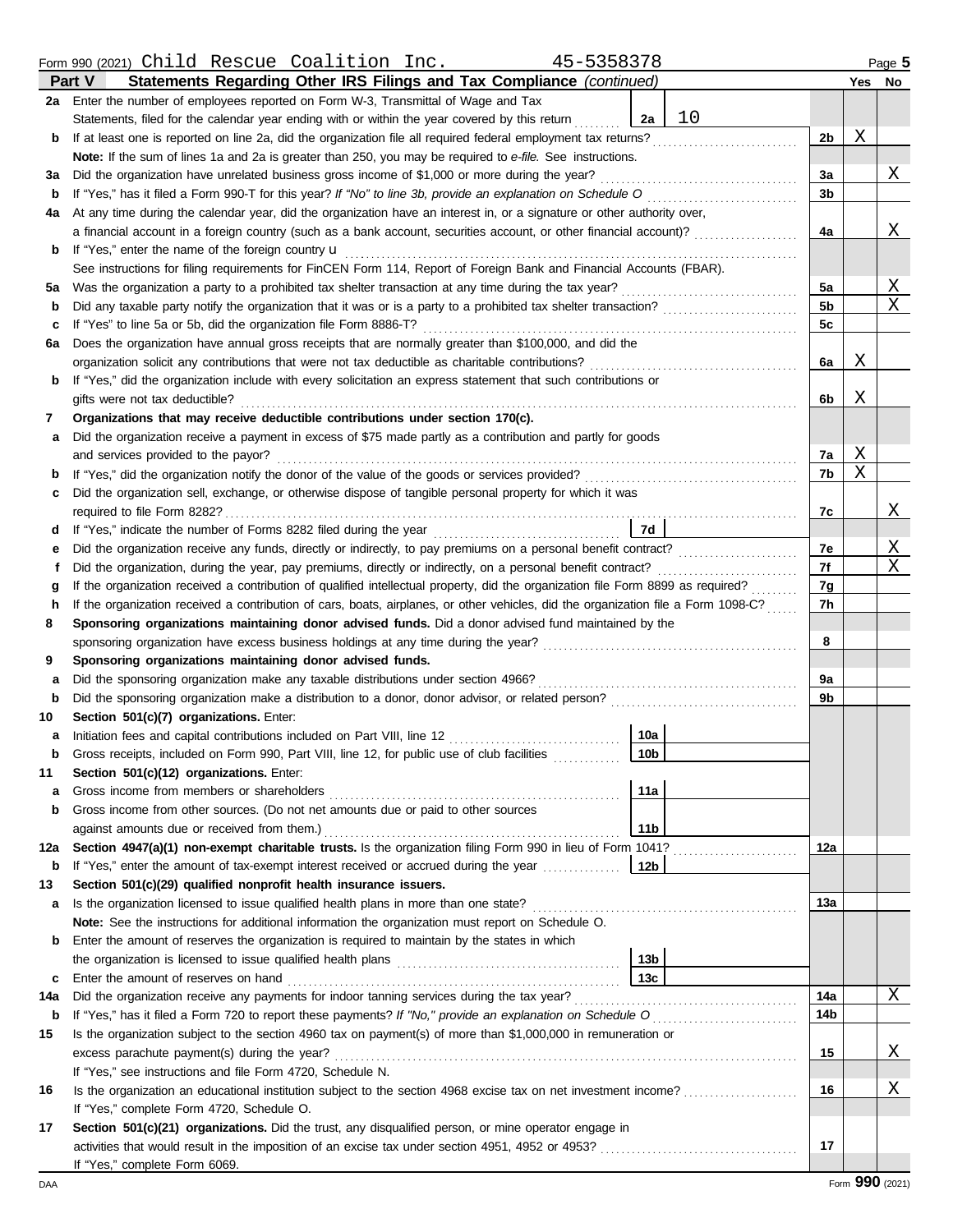Form 990 (2021) Child Rescue Coalition Inc. 45-5358378 Page 5

**Part V — Statements Regarding Other IRS Filings and Tax Compliance** *(continued)*

| | | | | | Yes | No |
|---|---|---|---|---|---|---|
| **2a** | Enter the number of employees reported on Form W-3, Transmittal of Wage and Tax Statements, filed for the calendar year ending with or within the year covered by this return | 2a | 10 | | | |
| **b** | If at least one is reported on line 2a, did the organization file all required federal employment tax returns? | | | 2b | X | |
| | **Note:** If the sum of lines 1a and 2a is greater than 250, you may be required to *e-file.* See instructions. | | | | | |
| **3a** | Did the organization have unrelated business gross income of $1,000 or more during the year? | | | 3a | | X |
| **b** | If "Yes," has it filed a Form 990-T for this year? *If "No" to line 3b, provide an explanation on Schedule O* | | | 3b | | |
| **4a** | At any time during the calendar year, did the organization have an interest in, or a signature or other authority over, a financial account in a foreign country (such as a bank account, securities account, or other financial account)? | | | 4a | | X |
| **b** | If "Yes," enter the name of the foreign country u | | | | | |
| | See instructions for filing requirements for FinCEN Form 114, Report of Foreign Bank and Financial Accounts (FBAR). | | | | | |
| **5a** | Was the organization a party to a prohibited tax shelter transaction at any time during the tax year? | | | 5a | | X |
| **b** | Did any taxable party notify the organization that it was or is a party to a prohibited tax shelter transaction? | | | 5b | | X |
| **c** | If "Yes" to line 5a or 5b, did the organization file Form 8886-T? | | | 5c | | |
| **6a** | Does the organization have annual gross receipts that are normally greater than $100,000, and did the organization solicit any contributions that were not tax deductible as charitable contributions? | | | 6a | X | |
| **b** | If "Yes," did the organization include with every solicitation an express statement that such contributions or gifts were not tax deductible? | | | 6b | X | |
| **7** | **Organizations that may receive deductible contributions under section 170(c).** | | | | | |
| **a** | Did the organization receive a payment in excess of $75 made partly as a contribution and partly for goods and services provided to the payor? | | | 7a | X | |
| **b** | If "Yes," did the organization notify the donor of the value of the goods or services provided? | | | 7b | X | |
| **c** | Did the organization sell, exchange, or otherwise dispose of tangible personal property for which it was required to file Form 8282? | | | 7c | | X |
| **d** | If "Yes," indicate the number of Forms 8282 filed during the year | 7d | | | | |
| **e** | Did the organization receive any funds, directly or indirectly, to pay premiums on a personal benefit contract? | | | 7e | | X |
| **f** | Did the organization, during the year, pay premiums, directly or indirectly, on a personal benefit contract? | | | 7f | | X |
| **g** | If the organization received a contribution of qualified intellectual property, did the organization file Form 8899 as required? | | | 7g | | |
| **h** | If the organization received a contribution of cars, boats, airplanes, or other vehicles, did the organization file a Form 1098-C? | | | 7h | | |
| **8** | **Sponsoring organizations maintaining donor advised funds.** Did a donor advised fund maintained by the sponsoring organization have excess business holdings at any time during the year? | | | 8 | | |
| **9** | **Sponsoring organizations maintaining donor advised funds.** | | | | | |
| **a** | Did the sponsoring organization make any taxable distributions under section 4966? | | | 9a | | |
| **b** | Did the sponsoring organization make a distribution to a donor, donor advisor, or related person? | | | 9b | | |
| **10** | **Section 501(c)(7) organizations.** Enter: | | | | | |
| **a** | Initiation fees and capital contributions included on Part VIII, line 12 | 10a | | | | |
| **b** | Gross receipts, included on Form 990, Part VIII, line 12, for public use of club facilities | 10b | | | | |
| **11** | **Section 501(c)(12) organizations.** Enter: | | | | | |
| **a** | Gross income from members or shareholders | 11a | | | | |
| **b** | Gross income from other sources. (Do not net amounts due or paid to other sources against amounts due or received from them.) | 11b | | | | |
| **12a** | **Section 4947(a)(1) non-exempt charitable trusts.** Is the organization filing Form 990 in lieu of Form 1041? | | | 12a | | |
| **b** | If "Yes," enter the amount of tax-exempt interest received or accrued during the year | 12b | | | | |
| **13** | **Section 501(c)(29) qualified nonprofit health insurance issuers.** | | | | | |
| **a** | Is the organization licensed to issue qualified health plans in more than one state? | | | 13a | | |
| | **Note:** See the instructions for additional information the organization must report on Schedule O. | | | | | |
| **b** | Enter the amount of reserves the organization is required to maintain by the states in which the organization is licensed to issue qualified health plans | 13b | | | | |
| **c** | Enter the amount of reserves on hand | 13c | | | | |
| **14a** | Did the organization receive any payments for indoor tanning services during the tax year? | | | 14a | | X |
| **b** | If "Yes," has it filed a Form 720 to report these payments? *If "No," provide an explanation on Schedule O* | | | 14b | | |
| **15** | Is the organization subject to the section 4960 tax on payment(s) of more than $1,000,000 in remuneration or excess parachute payment(s) during the year? | | | 15 | | X |
| | If "Yes," see instructions and file Form 4720, Schedule N. | | | | | |
| **16** | Is the organization an educational institution subject to the section 4968 excise tax on net investment income? | | | 16 | | X |
| | If "Yes," complete Form 4720, Schedule O. | | | | | |
| **17** | **Section 501(c)(21) organizations.** Did the trust, any disqualified person, or mine operator engage in activities that would result in the imposition of an excise tax under section 4951, 4952 or 4953? | | | 17 | | |
| | If "Yes," complete Form 6069. | | | | | |

DAA Form **990** (2021)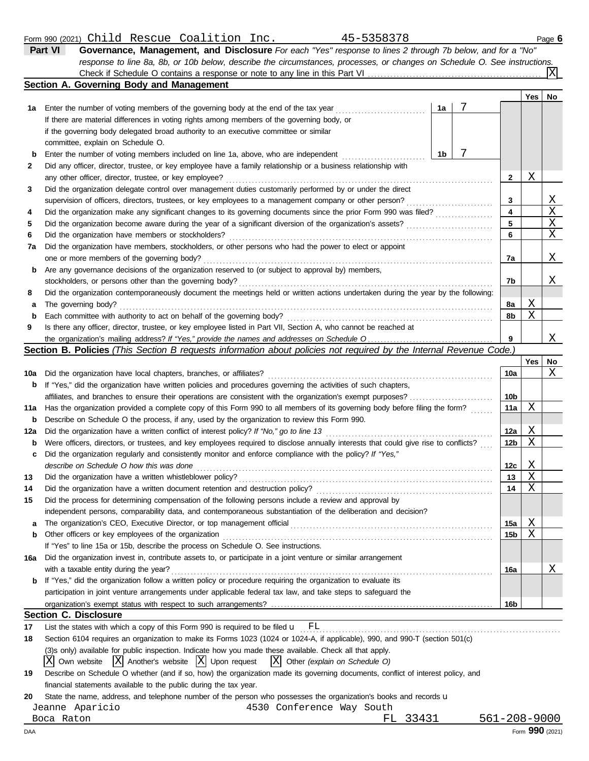Form 990 (2021) Child Rescue Coalition Inc. 45-5358378 Page 6

## Part VI Governance, Management, and Disclosure

*For each "Yes" response to lines 2 through 7b below, and for a "No" response to line 8a, 8b, or 10b below, describe the circumstances, processes, or changes on Schedule O. See instructions.*

Check if Schedule O contains a response or note to any line in this Part VI . . . . . [X]

### Section A. Governing Body and Management

| | | | | Yes | No |
|---|---|---|---|---|---|
| **1a** | Enter the number of voting members of the governing body at the end of the tax year . . . If there are material differences in voting rights among members of the governing body, or if the governing body delegated broad authority to an executive committee or similar committee, explain on Schedule O. | 1a: 7 | | | |
| **b** | Enter the number of voting members included on line 1a, above, who are independent . . . | 1b: 7 | | | |
| **2** | Did any officer, director, trustee, or key employee have a family relationship or a business relationship with any other officer, director, trustee, or key employee? | | 2 | X | |
| **3** | Did the organization delegate control over management duties customarily performed by or under the direct supervision of officers, directors, trustees, or key employees to a management company or other person? | | 3 | | X |
| **4** | Did the organization make any significant changes to its governing documents since the prior Form 990 was filed? | | 4 | | X |
| **5** | Did the organization become aware during the year of a significant diversion of the organization's assets? | | 5 | | X |
| **6** | Did the organization have members or stockholders? | | 6 | | X |
| **7a** | Did the organization have members, stockholders, or other persons who had the power to elect or appoint one or more members of the governing body? | | 7a | | X |
| **b** | Are any governance decisions of the organization reserved to (or subject to approval by) members, stockholders, or persons other than the governing body? | | 7b | | X |
| **8** | Did the organization contemporaneously document the meetings held or written actions undertaken during the year by the following: | | | | |
| **a** | The governing body? | | 8a | X | |
| **b** | Each committee with authority to act on behalf of the governing body? | | 8b | X | |
| **9** | Is there any officer, director, trustee, or key employee listed in Part VII, Section A, who cannot be reached at the organization's mailing address? *If "Yes," provide the names and addresses on Schedule O* | | 9 | | X |

### Section B. Policies *(This Section B requests information about policies not required by the Internal Revenue Code.)*

| | | | Yes | No |
|---|---|---|---|---|
| **10a** | Did the organization have local chapters, branches, or affiliates? | 10a | | X |
| **b** | If "Yes," did the organization have written policies and procedures governing the activities of such chapters, affiliates, and branches to ensure their operations are consistent with the organization's exempt purposes? | 10b | | |
| **11a** | Has the organization provided a complete copy of this Form 990 to all members of its governing body before filing the form? | 11a | X | |
| **b** | Describe on Schedule O the process, if any, used by the organization to review this Form 990. | | | |
| **12a** | Did the organization have a written conflict of interest policy? *If "No," go to line 13* | 12a | X | |
| **b** | Were officers, directors, or trustees, and key employees required to disclose annually interests that could give rise to conflicts? | 12b | X | |
| **c** | Did the organization regularly and consistently monitor and enforce compliance with the policy? *If "Yes," describe on Schedule O how this was done* | 12c | X | |
| **13** | Did the organization have a written whistleblower policy? | 13 | X | |
| **14** | Did the organization have a written document retention and destruction policy? | 14 | X | |
| **15** | Did the process for determining compensation of the following persons include a review and approval by independent persons, comparability data, and contemporaneous substantiation of the deliberation and decision? | | | |
| **a** | The organization's CEO, Executive Director, or top management official | 15a | X | |
| **b** | Other officers or key employees of the organization | 15b | X | |
| | If "Yes" to line 15a or 15b, describe the process on Schedule O. See instructions. | | | |
| **16a** | Did the organization invest in, contribute assets to, or participate in a joint venture or similar arrangement with a taxable entity during the year? | 16a | | X |
| **b** | If "Yes," did the organization follow a written policy or procedure requiring the organization to evaluate its participation in joint venture arrangements under applicable federal tax law, and take steps to safeguard the organization's exempt status with respect to such arrangements? | 16b | | |

### Section C. Disclosure

**17** List the states with which a copy of this Form 990 is required to be filed u FL

**18** Section 6104 requires an organization to make its Forms 1023 (1024 or 1024-A, if applicable), 990, and 990-T (section 501(c)(3)s only) available for public inspection. Indicate how you made these available. Check all that apply.

[X] Own website [X] Another's website [X] Upon request [X] Other *(explain on Schedule O)*

**19** Describe on Schedule O whether (and if so, how) the organization made its governing documents, conflict of interest policy, and financial statements available to the public during the tax year.

**20** State the name, address, and telephone number of the person who possesses the organization's books and records u

Jeanne Aparicio 4530 Conference Way South
Boca Raton FL 33431 561-208-9000

DAA Form **990** (2021)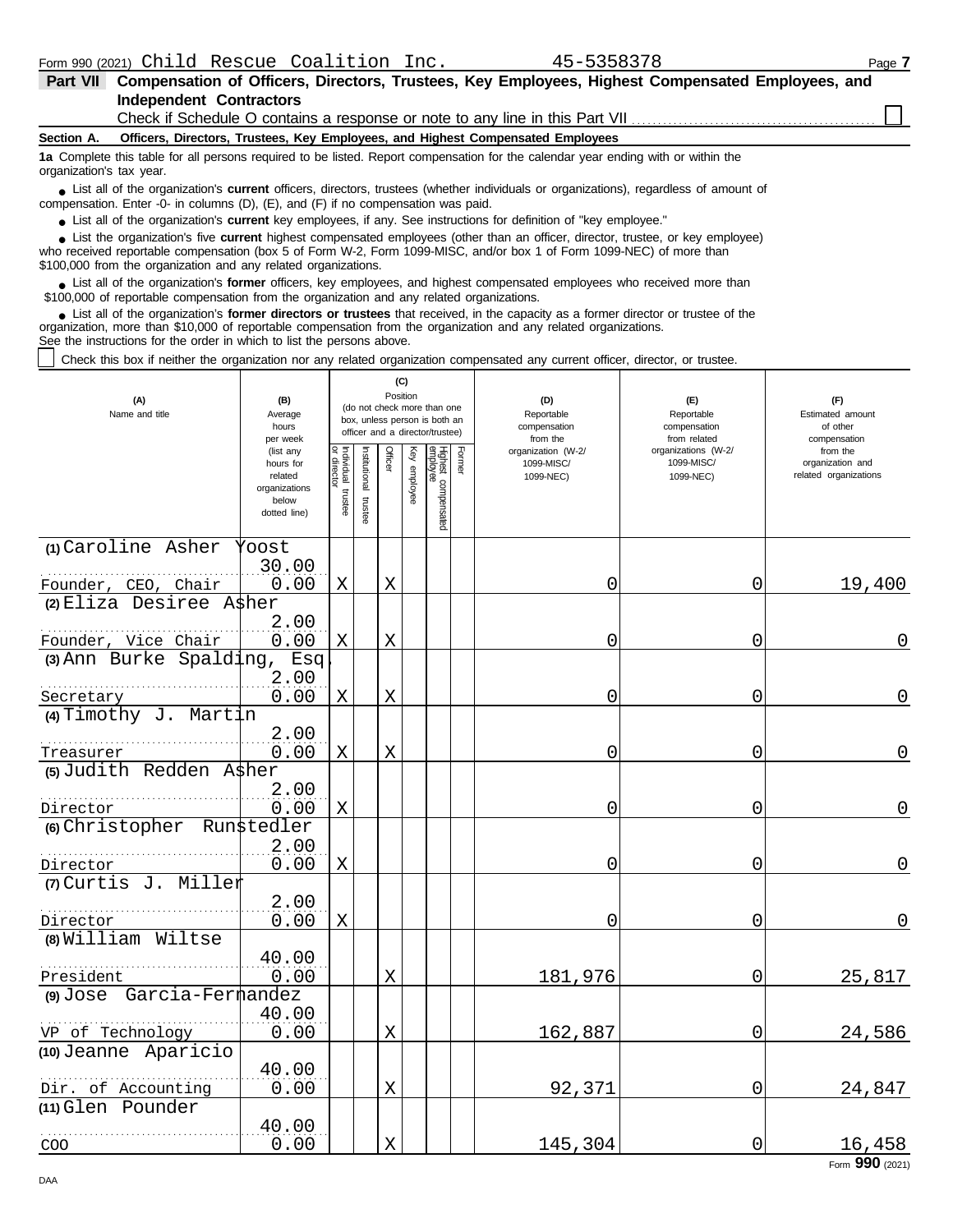Form 990 (2021) Child Rescue Coalition Inc. 45-5358378

**Part VII Compensation of Officers, Directors, Trustees, Key Employees, Highest Compensated Employees, and Independent Contractors**

Check if Schedule O contains a response or note to any line in this Part VII ☐

**Section A. Officers, Directors, Trustees, Key Employees, and Highest Compensated Employees**

**1a** Complete this table for all persons required to be listed. Report compensation for the calendar year ending with or within the organization's tax year.

- List all of the organization's **current** officers, directors, trustees (whether individuals or organizations), regardless of amount of compensation. Enter -0- in columns (D), (E), and (F) if no compensation was paid.
- List all of the organization's **current** key employees, if any. See instructions for definition of "key employee."
- List the organization's five **current** highest compensated employees (other than an officer, director, trustee, or key employee) who received reportable compensation (box 5 of Form W-2, Form 1099-MISC, and/or box 1 of Form 1099-NEC) of more than $100,000 from the organization and any related organizations.
- List all of the organization's **former** officers, key employees, and highest compensated employees who received more than $100,000 of reportable compensation from the organization and any related organizations.
- List all of the organization's **former directors or trustees** that received, in the capacity as a former director or trustee of the organization, more than $10,000 of reportable compensation from the organization and any related organizations.

See the instructions for the order in which to list the persons above.

☐ Check this box if neither the organization nor any related organization compensated any current officer, director, or trustee.

| (A) Name and title | (B) Average hours per week (list any hours for related organizations below dotted line) | (C) Position: Individual trustee or director | Institutional trustee | Officer | Key employee | Highest compensated employee | Former | (D) Reportable compensation from the organization (W-2/1099-MISC/1099-NEC) | (E) Reportable compensation from related organizations (W-2/1099-MISC/1099-NEC) | (F) Estimated amount of other compensation from the organization and related organizations |
|---|---|---|---|---|---|---|---|---|---|---|
| (1) Caroline Asher Yoost<br>Founder, CEO, Chair | 30.00<br>0.00 | X | | X | | | | 0 | 0 | 19,400 |
| (2) Eliza Desiree Asher<br>Founder, Vice Chair | 2.00<br>0.00 | X | | X | | | | 0 | 0 | 0 |
| (3) Ann Burke Spalding, Esq.<br>Secretary | 2.00<br>0.00 | X | | X | | | | 0 | 0 | 0 |
| (4) Timothy J. Martin<br>Treasurer | 2.00<br>0.00 | X | | X | | | | 0 | 0 | 0 |
| (5) Judith Redden Asher<br>Director | 2.00<br>0.00 | X | | | | | | 0 | 0 | 0 |
| (6) Christopher Runstedler<br>Director | 2.00<br>0.00 | X | | | | | | 0 | 0 | 0 |
| (7) Curtis J. Miller<br>Director | 2.00<br>0.00 | X | | | | | | 0 | 0 | 0 |
| (8) William Wiltse<br>President | 40.00<br>0.00 | | | X | | | | 181,976 | 0 | 25,817 |
| (9) Jose Garcia-Fernandez<br>VP of Technology | 40.00<br>0.00 | | | X | | | | 162,887 | 0 | 24,586 |
| (10) Jeanne Aparicio<br>Dir. of Accounting | 40.00<br>0.00 | | | X | | | | 92,371 | 0 | 24,847 |
| (11) Glen Pounder<br>COO | 40.00<br>0.00 | | | X | | | | 145,304 | 0 | 16,458 |

Form 990 (2021)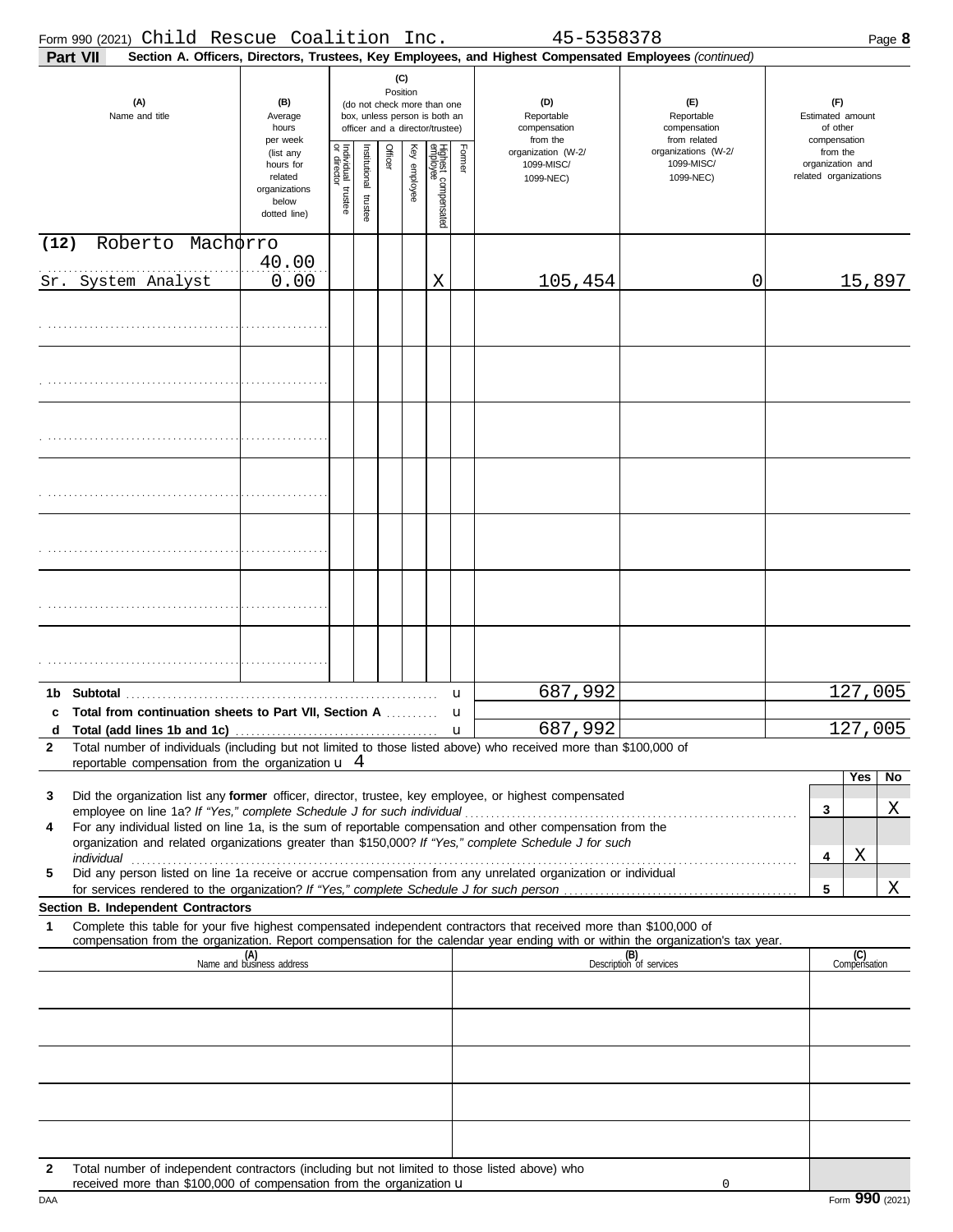Form 990 (2021) Child Rescue Coalition Inc. 45-5358378

**Part VII** **Section A. Officers, Directors, Trustees, Key Employees, and Highest Compensated Employees** *(continued)*

| (A) Name and title | (B) Average hours per week (list any hours for related organizations below dotted line) | (C) Position: Individual trustee or director | Institutional trustee | Officer | Key employee | Highest compensated employee | Former | (D) Reportable compensation from the organization (W-2/ 1099-MISC/ 1099-NEC) | (E) Reportable compensation from related organizations (W-2/ 1099-MISC/ 1099-NEC) | (F) Estimated amount of other compensation from the organization and related organizations |
|---|---|---|---|---|---|---|---|---|---|---|
| (12) Roberto Machorro<br>Sr. System Analyst | 40.00<br>0.00 | | | | | X | | 105,454 | 0 | 15,897 |
| | | | | | | | | | | |
| | | | | | | | | | | |
| | | | | | | | | | | |
| | | | | | | | | | | |
| | | | | | | | | | | |
| | | | | | | | | | | |
| | | | | | | | | | | |

| | | (D) | (E) | (F) |
|---|---|---|---|---|
| **1b** | **Subtotal** | 687,992 | | 127,005 |
| **c** | **Total from continuation sheets to Part VII, Section A** | | | |
| **d** | **Total (add lines 1b and 1c)** | 687,992 | | 127,005 |

**2** Total number of individuals (including but not limited to those listed above) who received more than $100,000 of reportable compensation from the organization u 4

| | | | Yes | No |
|---|---|---|---|---|
| **3** | Did the organization list any **former** officer, director, trustee, key employee, or highest compensated employee on line 1a? *If "Yes," complete Schedule J for such individual* | 3 | | X |
| **4** | For any individual listed on line 1a, is the sum of reportable compensation and other compensation from the organization and related organizations greater than $150,000? *If "Yes," complete Schedule J for such individual* | 4 | X | |
| **5** | Did any person listed on line 1a receive or accrue compensation from any unrelated organization or individual for services rendered to the organization? *If "Yes," complete Schedule J for such person* | 5 | | X |

**Section B. Independent Contractors**

**1** Complete this table for your five highest compensated independent contractors that received more than $100,000 of compensation from the organization. Report compensation for the calendar year ending with or within the organization's tax year.

| (A) Name and business address | (B) Description of services | (C) Compensation |
|---|---|---|
| | | |
| | | |
| | | |
| | | |
| | | |

**2** Total number of independent contractors (including but not limited to those listed above) who received more than $100,000 of compensation from the organization u 0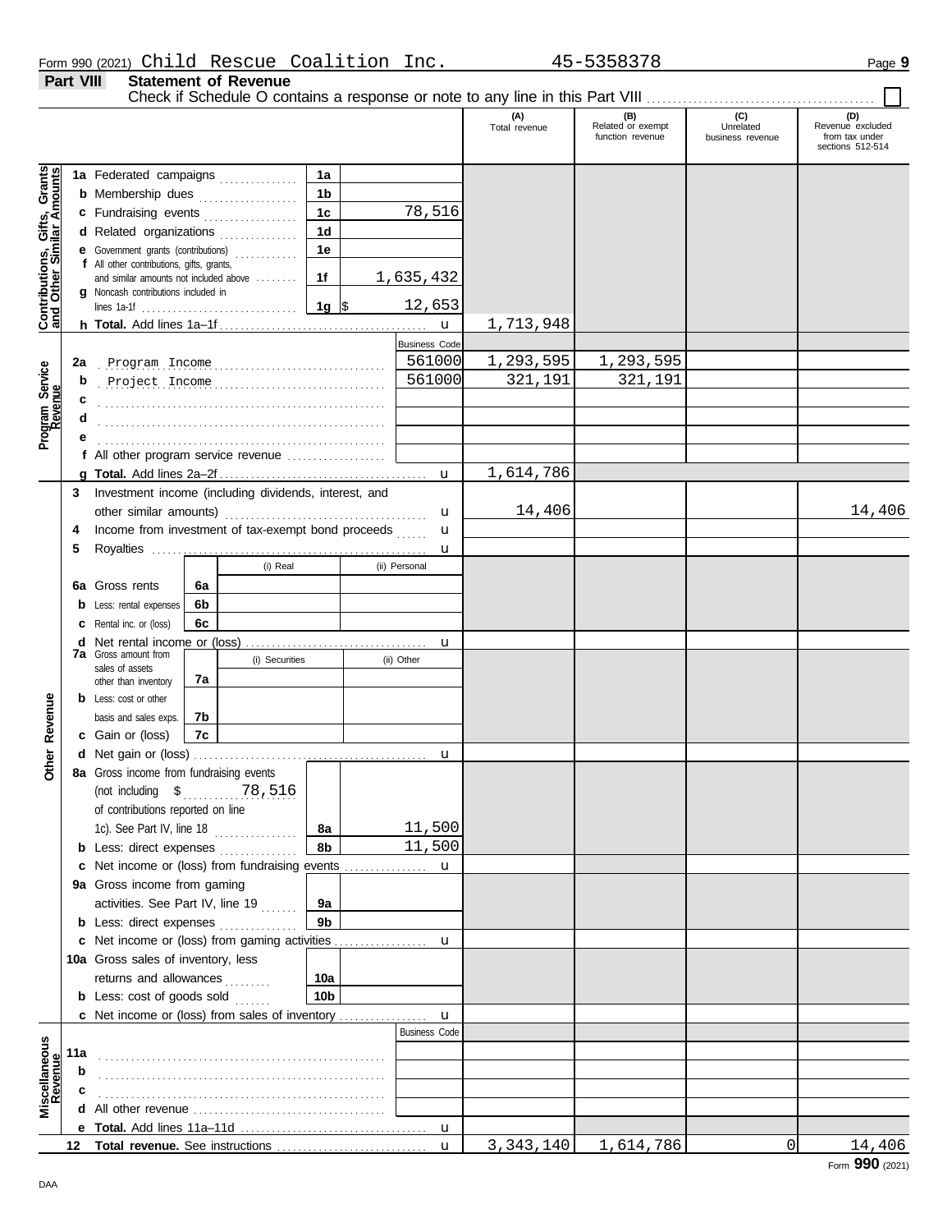Form 990 (2021) Child Rescue Coalition Inc. 45-5358378

## Part VIII Statement of Revenue

Check if Schedule O contains a response or note to any line in this Part VIII ☐

| | | | | (A) Total revenue | (B) Related or exempt function revenue | (C) Unrelated business revenue | (D) Revenue excluded from tax under sections 512-514 |
|---|---|---|---|---|---|---|---|
| **Contributions, Gifts, Grants and Other Similar Amounts** | 1a Federated campaigns | 1a | | | | | |
| | b Membership dues | 1b | | | | | |
| | c Fundraising events | 1c | 78,516 | | | | |
| | d Related organizations | 1d | | | | | |
| | e Government grants (contributions) | 1e | | | | | |
| | f All other contributions, gifts, grants, and similar amounts not included above | 1f | 1,635,432 | | | | |
| | g Noncash contributions included in lines 1a-1f | 1g | $ 12,653 | | | | |
| | h **Total.** Add lines 1a–1f | | | 1,713,948 | | | |
| **Program Service Revenue** | | | Business Code | | | | |
| | 2a Program Income | | 561000 | 1,293,595 | 1,293,595 | | |
| | b Project Income | | 561000 | 321,191 | 321,191 | | |
| | c | | | | | | |
| | d | | | | | | |
| | e | | | | | | |
| | f All other program service revenue | | | | | | |
| | g **Total.** Add lines 2a–2f | | | 1,614,786 | | | |
| | 3 Investment income (including dividends, interest, and other similar amounts) | | | 14,406 | | | 14,406 |
| | 4 Income from investment of tax-exempt bond proceeds | | | | | | |
| | 5 Royalties | | | | | | |
| | | | (i) Real / (ii) Personal | | | | |
| | 6a Gross rents | 6a | | | | | |
| | b Less: rental expenses | 6b | | | | | |
| | c Rental inc. or (loss) | 6c | | | | | |
| | d Net rental income or (loss) | | | | | | |
| **Other Revenue** | 7a Gross amount from sales of assets other than inventory | 7a | (i) Securities / (ii) Other | | | | |
| | b Less: cost or other basis and sales exps. | 7b | | | | | |
| | c Gain or (loss) | 7c | | | | | |
| | d Net gain or (loss) | | | | | | |
| | 8a Gross income from fundraising events (not including $ 78,516 of contributions reported on line 1c). See Part IV, line 18 | 8a | 11,500 | | | | |
| | b Less: direct expenses | 8b | 11,500 | | | | |
| | c Net income or (loss) from fundraising events | | | | | | |
| | 9a Gross income from gaming activities. See Part IV, line 19 | 9a | | | | | |
| | b Less: direct expenses | 9b | | | | | |
| | c Net income or (loss) from gaming activities | | | | | | |
| | 10a Gross sales of inventory, less returns and allowances | 10a | | | | | |
| | b Less: cost of goods sold | 10b | | | | | |
| | c Net income or (loss) from sales of inventory | | | | | | |
| **Miscellaneous Revenue** | | | Business Code | | | | |
| | 11a | | | | | | |
| | b | | | | | | |
| | c | | | | | | |
| | d All other revenue | | | | | | |
| | e **Total.** Add lines 11a–11d | | | | | | |
| | 12 **Total revenue.** See instructions | | | 3,343,140 | 1,614,786 | 0 | 14,406 |

Form **990** (2021)

DAA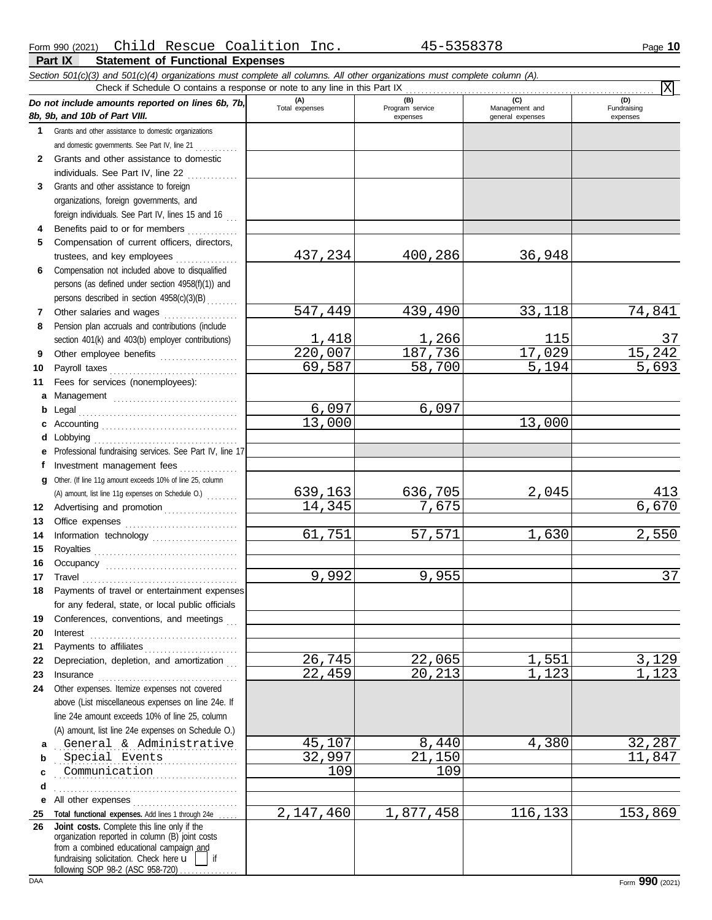Form 990 (2021) Child Rescue Coalition Inc. 45-5358378 Page **10**

## Part IX Statement of Functional Expenses

*Section 501(c)(3) and 501(c)(4) organizations must complete all columns. All other organizations must complete column (A).*

Check if Schedule O contains a response or note to any line in this Part IX . . . . . . . . . . . . . . . . . . . . . . . . . . . . [X]

| *Do not include amounts reported on lines 6b, 7b, 8b, 9b, and 10b of Part VIII.* | (A) Total expenses | (B) Program service expenses | (C) Management and general expenses | (D) Fundraising expenses |
|---|---|---|---|---|
| **1** Grants and other assistance to domestic organizations and domestic governments. See Part IV, line 21 | | | | |
| **2** Grants and other assistance to domestic individuals. See Part IV, line 22 | | | | |
| **3** Grants and other assistance to foreign organizations, foreign governments, and foreign individuals. See Part IV, lines 15 and 16 | | | | |
| **4** Benefits paid to or for members | | | | |
| **5** Compensation of current officers, directors, trustees, and key employees | 437,234 | 400,286 | 36,948 | |
| **6** Compensation not included above to disqualified persons (as defined under section 4958(f)(1)) and persons described in section 4958(c)(3)(B) | | | | |
| **7** Other salaries and wages | 547,449 | 439,490 | 33,118 | 74,841 |
| **8** Pension plan accruals and contributions (include section 401(k) and 403(b) employer contributions) | 1,418 | 1,266 | 115 | 37 |
| **9** Other employee benefits | 220,007 | 187,736 | 17,029 | 15,242 |
| **10** Payroll taxes | 69,587 | 58,700 | 5,194 | 5,693 |
| **11** Fees for services (nonemployees): | | | | |
| **a** Management | | | | |
| **b** Legal | 6,097 | 6,097 | | |
| **c** Accounting | 13,000 | | 13,000 | |
| **d** Lobbying | | | | |
| **e** Professional fundraising services. See Part IV, line 17 | | | | |
| **f** Investment management fees | | | | |
| **g** Other. (If line 11g amount exceeds 10% of line 25, column (A) amount, list line 11g expenses on Schedule O.) | 639,163 | 636,705 | 2,045 | 413 |
| **12** Advertising and promotion | 14,345 | 7,675 | | 6,670 |
| **13** Office expenses | | | | |
| **14** Information technology | 61,751 | 57,571 | 1,630 | 2,550 |
| **15** Royalties | | | | |
| **16** Occupancy | | | | |
| **17** Travel | 9,992 | 9,955 | | 37 |
| **18** Payments of travel or entertainment expenses for any federal, state, or local public officials | | | | |
| **19** Conferences, conventions, and meetings | | | | |
| **20** Interest | | | | |
| **21** Payments to affiliates | | | | |
| **22** Depreciation, depletion, and amortization | 26,745 | 22,065 | 1,551 | 3,129 |
| **23** Insurance | 22,459 | 20,213 | 1,123 | 1,123 |
| **24** Other expenses. Itemize expenses not covered above (List miscellaneous expenses on line 24e. If line 24e amount exceeds 10% of line 25, column (A) amount, list line 24e expenses on Schedule O.) | | | | |
| **a** General & Administrative | 45,107 | 8,440 | 4,380 | 32,287 |
| **b** Special Events | 32,997 | 21,150 | | 11,847 |
| **c** Communication | 109 | 109 | | |
| **d** | | | | |
| **e** All other expenses | | | | |
| **25** **Total functional expenses.** Add lines 1 through 24e | 2,147,460 | 1,877,458 | 116,133 | 153,869 |
| **26** **Joint costs.** Complete this line only if the organization reported in column (B) joint costs from a combined educational campaign and fundraising solicitation. Check here [ ] if following SOP 98-2 (ASC 958-720) | | | | |

DAA Form **990** (2021)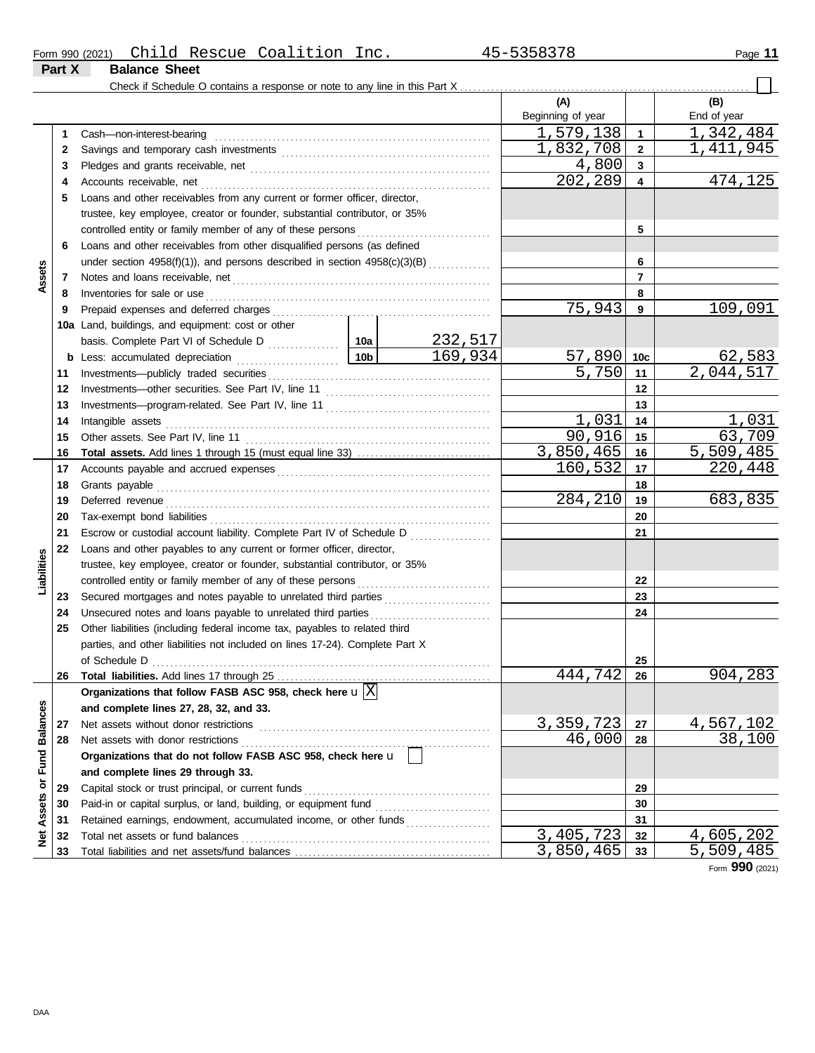Form 990 (2021) Child Rescue Coalition Inc. 45-5358378

**Part X Balance Sheet**

Check if Schedule O contains a response or note to any line in this Part X ☐

| Section | Line | Description | | | (A) Beginning of year | | (B) End of year |
|---|---|---|---|---|---|---|---|
| Assets | 1 | Cash—non-interest-bearing | | | 1,579,138 | 1 | 1,342,484 |
| | 2 | Savings and temporary cash investments | | | 1,832,708 | 2 | 1,411,945 |
| | 3 | Pledges and grants receivable, net | | | 4,800 | 3 | |
| | 4 | Accounts receivable, net | | | 202,289 | 4 | 474,125 |
| | 5 | Loans and other receivables from any current or former officer, director, trustee, key employee, creator or founder, substantial contributor, or 35% controlled entity or family member of any of these persons | | | | 5 | |
| | 6 | Loans and other receivables from other disqualified persons (as defined under section 4958(f)(1)), and persons described in section 4958(c)(3)(B) | | | | 6 | |
| | 7 | Notes and loans receivable, net | | | | 7 | |
| | 8 | Inventories for sale or use | | | | 8 | |
| | 9 | Prepaid expenses and deferred charges | | | 75,943 | 9 | 109,091 |
| | 10a | Land, buildings, and equipment: cost or other basis. Complete Part VI of Schedule D | 10a | 232,517 | | | |
| | b | Less: accumulated depreciation | 10b | 169,934 | 57,890 | 10c | 62,583 |
| | 11 | Investments—publicly traded securities | | | 5,750 | 11 | 2,044,517 |
| | 12 | Investments—other securities. See Part IV, line 11 | | | | 12 | |
| | 13 | Investments—program-related. See Part IV, line 11 | | | | 13 | |
| | 14 | Intangible assets | | | 1,031 | 14 | 1,031 |
| | 15 | Other assets. See Part IV, line 11 | | | 90,916 | 15 | 63,709 |
| | 16 | **Total assets.** Add lines 1 through 15 (must equal line 33) | | | 3,850,465 | 16 | 5,509,485 |
| Liabilities | 17 | Accounts payable and accrued expenses | | | 160,532 | 17 | 220,448 |
| | 18 | Grants payable | | | | 18 | |
| | 19 | Deferred revenue | | | 284,210 | 19 | 683,835 |
| | 20 | Tax-exempt bond liabilities | | | | 20 | |
| | 21 | Escrow or custodial account liability. Complete Part IV of Schedule D | | | | 21 | |
| | 22 | Loans and other payables to any current or former officer, director, trustee, key employee, creator or founder, substantial contributor, or 35% controlled entity or family member of any of these persons | | | | 22 | |
| | 23 | Secured mortgages and notes payable to unrelated third parties | | | | 23 | |
| | 24 | Unsecured notes and loans payable to unrelated third parties | | | | 24 | |
| | 25 | Other liabilities (including federal income tax, payables to related third parties, and other liabilities not included on lines 17-24). Complete Part X of Schedule D | | | | 25 | |
| | 26 | **Total liabilities.** Add lines 17 through 25 | | | 444,742 | 26 | 904,283 |
| Net Assets or Fund Balances | | **Organizations that follow FASB ASC 958, check here** u ☒ **and complete lines 27, 28, 32, and 33.** | | | | | |
| | 27 | Net assets without donor restrictions | | | 3,359,723 | 27 | 4,567,102 |
| | 28 | Net assets with donor restrictions | | | 46,000 | 28 | 38,100 |
| | | **Organizations that do not follow FASB ASC 958, check here** u ☐ **and complete lines 29 through 33.** | | | | | |
| | 29 | Capital stock or trust principal, or current funds | | | | 29 | |
| | 30 | Paid-in or capital surplus, or land, building, or equipment fund | | | | 30 | |
| | 31 | Retained earnings, endowment, accumulated income, or other funds | | | | 31 | |
| | 32 | Total net assets or fund balances | | | 3,405,723 | 32 | 4,605,202 |
| | 33 | Total liabilities and net assets/fund balances | | | 3,850,465 | 33 | 5,509,485 |

Form **990** (2021)

DAA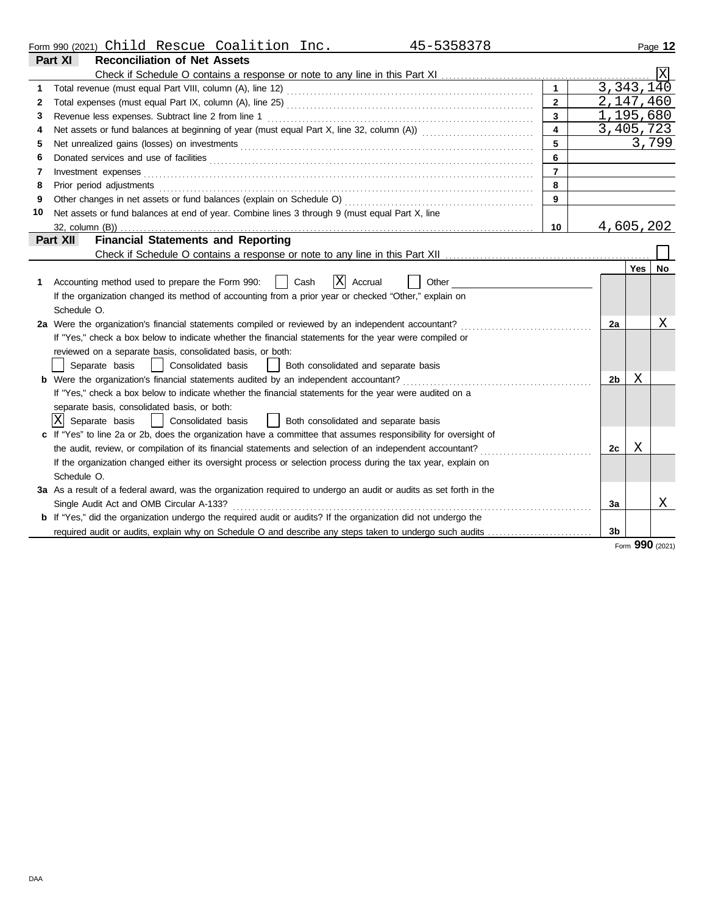Form 990 (2021) Child Rescue Coalition Inc. 45-5358378

## Part XI Reconciliation of Net Assets

Check if Schedule O contains a response or note to any line in this Part XI .......... [X]

| | | | |
|---|---|---|---|
| 1 | Total revenue (must equal Part VIII, column (A), line 12) | 1 | 3,343,140 |
| 2 | Total expenses (must equal Part IX, column (A), line 25) | 2 | 2,147,460 |
| 3 | Revenue less expenses. Subtract line 2 from line 1 | 3 | 1,195,680 |
| 4 | Net assets or fund balances at beginning of year (must equal Part X, line 32, column (A)) | 4 | 3,405,723 |
| 5 | Net unrealized gains (losses) on investments | 5 | 3,799 |
| 6 | Donated services and use of facilities | 6 | |
| 7 | Investment expenses | 7 | |
| 8 | Prior period adjustments | 8 | |
| 9 | Other changes in net assets or fund balances (explain on Schedule O) | 9 | |
| 10 | Net assets or fund balances at end of year. Combine lines 3 through 9 (must equal Part X, line 32, column (B)) | 10 | 4,605,202 |

## Part XII Financial Statements and Reporting

Check if Schedule O contains a response or note to any line in this Part XII .......... [ ]

| | | | Yes | No |
|---|---|---|---|---|
| 1 | Accounting method used to prepare the Form 990: [ ] Cash [X] Accrual [ ] Other<br>If the organization changed its method of accounting from a prior year or checked "Other," explain on Schedule O. | | | |
| 2a | Were the organization's financial statements compiled or reviewed by an independent accountant?<br>If "Yes," check a box below to indicate whether the financial statements for the year were compiled or reviewed on a separate basis, consolidated basis, or both:<br>[ ] Separate basis [ ] Consolidated basis [ ] Both consolidated and separate basis | 2a | | X |
| b | Were the organization's financial statements audited by an independent accountant?<br>If "Yes," check a box below to indicate whether the financial statements for the year were audited on a separate basis, consolidated basis, or both:<br>[X] Separate basis [ ] Consolidated basis [ ] Both consolidated and separate basis | 2b | X | |
| c | If "Yes" to line 2a or 2b, does the organization have a committee that assumes responsibility for oversight of the audit, review, or compilation of its financial statements and selection of an independent accountant?<br>If the organization changed either its oversight process or selection process during the tax year, explain on Schedule O. | 2c | X | |
| 3a | As a result of a federal award, was the organization required to undergo an audit or audits as set forth in the Single Audit Act and OMB Circular A-133? | 3a | | X |
| b | If "Yes," did the organization undergo the required audit or audits? If the organization did not undergo the required audit or audits, explain why on Schedule O and describe any steps taken to undergo such audits | 3b | | |

Form **990** (2021)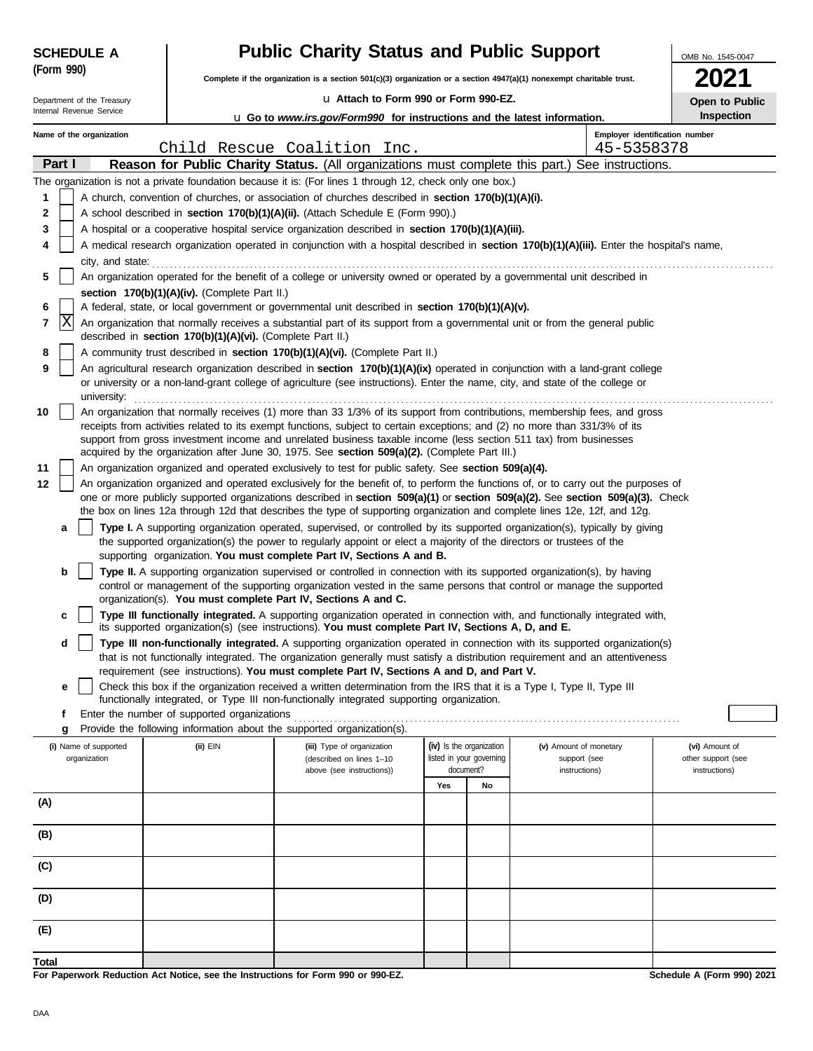**SCHEDULE A (Form 990)**

Department of the Treasury
Internal Revenue Service

# Public Charity Status and Public Support

**Complete if the organization is a section 501(c)(3) organization or a section 4947(a)(1) nonexempt charitable trust.**

u **Attach to Form 990 or Form 990-EZ.**

u **Go to *www.irs.gov/Form990* for instructions and the latest information.**

OMB No. 1545-0047

**2021**

**Open to Public Inspection**

**Name of the organization:** Child Rescue Coalition Inc.

**Employer identification number:** 45-5358378

## Part I — Reason for Public Charity Status. (All organizations must complete this part.) See instructions.

The organization is not a private foundation because it is: (For lines 1 through 12, check only one box.)

1. [ ] A church, convention of churches, or association of churches described in **section 170(b)(1)(A)(i).**
2. [ ] A school described in **section 170(b)(1)(A)(ii).** (Attach Schedule E (Form 990).)
3. [ ] A hospital or a cooperative hospital service organization described in **section 170(b)(1)(A)(iii).**
4. [ ] A medical research organization operated in conjunction with a hospital described in **section 170(b)(1)(A)(iii).** Enter the hospital's name, city, and state:
5. [ ] An organization operated for the benefit of a college or university owned or operated by a governmental unit described in **section 170(b)(1)(A)(iv).** (Complete Part II.)
6. [ ] A federal, state, or local government or governmental unit described in **section 170(b)(1)(A)(v).**
7. [X] An organization that normally receives a substantial part of its support from a governmental unit or from the general public described in **section 170(b)(1)(A)(vi).** (Complete Part II.)
8. [ ] A community trust described in **section 170(b)(1)(A)(vi).** (Complete Part II.)
9. [ ] An agricultural research organization described in **section 170(b)(1)(A)(ix)** operated in conjunction with a land-grant college or university or a non-land-grant college of agriculture (see instructions). Enter the name, city, and state of the college or university:
10. [ ] An organization that normally receives (1) more than 33 1/3% of its support from contributions, membership fees, and gross receipts from activities related to its exempt functions, subject to certain exceptions; and (2) no more than 331/3% of its support from gross investment income and unrelated business taxable income (less section 511 tax) from businesses acquired by the organization after June 30, 1975. See **section 509(a)(2).** (Complete Part III.)
11. [ ] An organization organized and operated exclusively to test for public safety. See **section 509(a)(4).**
12. [ ] An organization organized and operated exclusively for the benefit of, to perform the functions of, or to carry out the purposes of one or more publicly supported organizations described in **section 509(a)(1)** or **section 509(a)(2).** See **section 509(a)(3).** Check the box on lines 12a through 12d that describes the type of supporting organization and complete lines 12e, 12f, and 12g.
    - **a** [ ] **Type I.** A supporting organization operated, supervised, or controlled by its supported organization(s), typically by giving the supported organization(s) the power to regularly appoint or elect a majority of the directors or trustees of the supporting organization. **You must complete Part IV, Sections A and B.**
    - **b** [ ] **Type II.** A supporting organization supervised or controlled in connection with its supported organization(s), by having control or management of the supporting organization vested in the same persons that control or manage the supported organization(s). **You must complete Part IV, Sections A and C.**
    - **c** [ ] **Type III functionally integrated.** A supporting organization operated in connection with, and functionally integrated with, its supported organization(s) (see instructions). **You must complete Part IV, Sections A, D, and E.**
    - **d** [ ] **Type III non-functionally integrated.** A supporting organization operated in connection with its supported organization(s) that is not functionally integrated. The organization generally must satisfy a distribution requirement and an attentiveness requirement (see instructions). **You must complete Part IV, Sections A and D, and Part V.**
    - **e** [ ] Check this box if the organization received a written determination from the IRS that it is a Type I, Type II, Type III functionally integrated, or Type III non-functionally integrated supporting organization.
    - **f** Enter the number of supported organizations
    - **g** Provide the following information about the supported organization(s).

| (i) Name of supported organization | (ii) EIN | (iii) Type of organization (described on lines 1–10 above (see instructions)) | (iv) Is the organization listed in your governing document? Yes | No | (v) Amount of monetary support (see instructions) | (vi) Amount of other support (see instructions) |
|---|---|---|---|---|---|---|
| (A) | | | | | | |
| (B) | | | | | | |
| (C) | | | | | | |
| (D) | | | | | | |
| (E) | | | | | | |
| **Total** | | | | | | |

**For Paperwork Reduction Act Notice, see the Instructions for Form 990 or 990-EZ.**

**Schedule A (Form 990) 2021**

DAA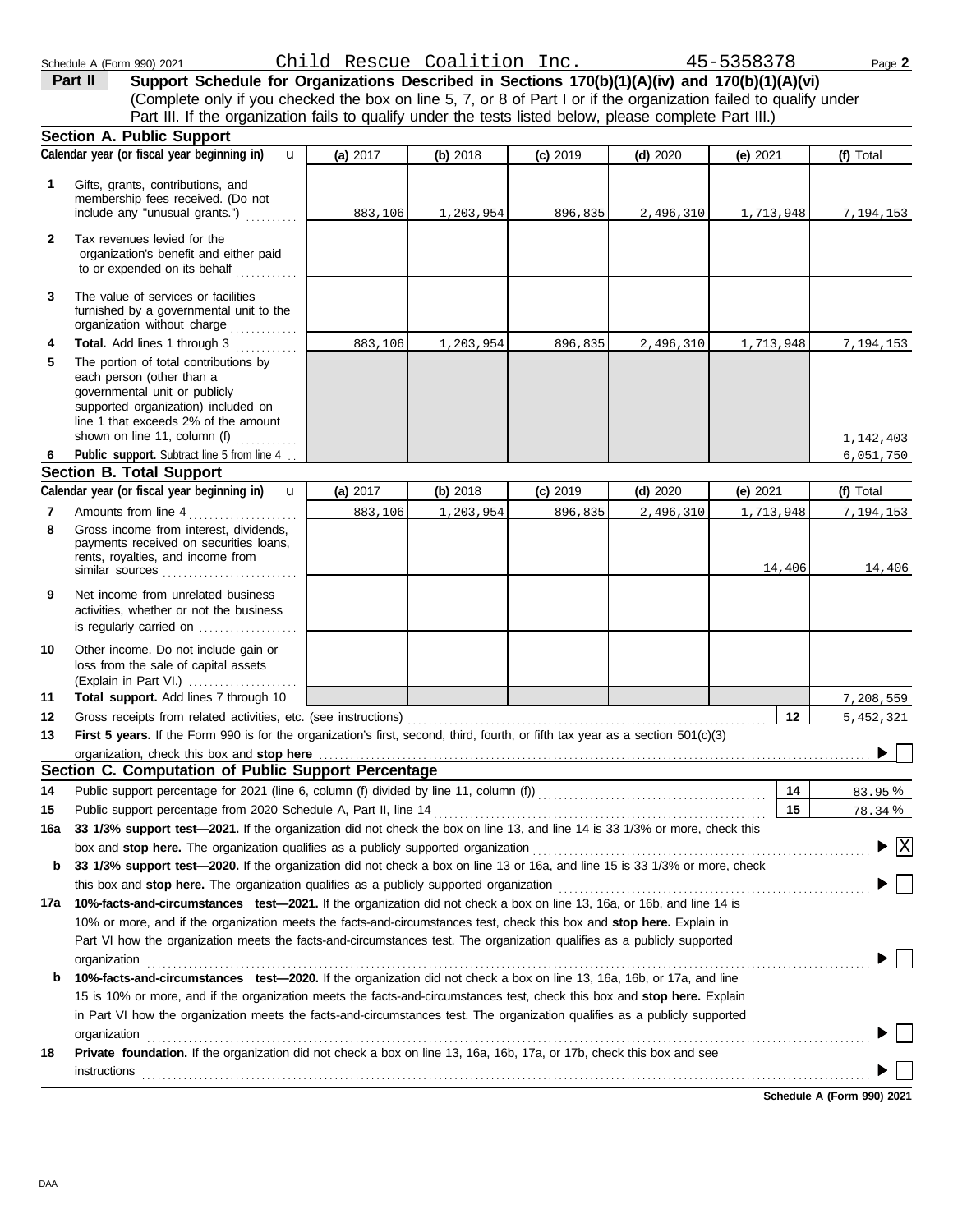Schedule A (Form 990) 2021 Child Rescue Coalition Inc. 45-5358378 Page 2

**Part II** **Support Schedule for Organizations Described in Sections 170(b)(1)(A)(iv) and 170(b)(1)(A)(vi)**
(Complete only if you checked the box on line 5, 7, or 8 of Part I or if the organization failed to qualify under Part III. If the organization fails to qualify under the tests listed below, please complete Part III.)

## Section A. Public Support

| Calendar year (or fiscal year beginning in) | (a) 2017 | (b) 2018 | (c) 2019 | (d) 2020 | (e) 2021 | (f) Total |
|---|---|---|---|---|---|---|
| **1** Gifts, grants, contributions, and membership fees received. (Do not include any "unusual grants.") | 883,106 | 1,203,954 | 896,835 | 2,496,310 | 1,713,948 | 7,194,153 |
| **2** Tax revenues levied for the organization's benefit and either paid to or expended on its behalf | | | | | | |
| **3** The value of services or facilities furnished by a governmental unit to the organization without charge | | | | | | |
| **4** **Total.** Add lines 1 through 3 | 883,106 | 1,203,954 | 896,835 | 2,496,310 | 1,713,948 | 7,194,153 |
| **5** The portion of total contributions by each person (other than a governmental unit or publicly supported organization) included on line 1 that exceeds 2% of the amount shown on line 11, column (f) | | | | | | 1,142,403 |
| **6** **Public support.** Subtract line 5 from line 4 | | | | | | 6,051,750 |

## Section B. Total Support

| Calendar year (or fiscal year beginning in) | (a) 2017 | (b) 2018 | (c) 2019 | (d) 2020 | (e) 2021 | (f) Total |
|---|---|---|---|---|---|---|
| **7** Amounts from line 4 | 883,106 | 1,203,954 | 896,835 | 2,496,310 | 1,713,948 | 7,194,153 |
| **8** Gross income from interest, dividends, payments received on securities loans, rents, royalties, and income from similar sources | | | | | 14,406 | 14,406 |
| **9** Net income from unrelated business activities, whether or not the business is regularly carried on | | | | | | |
| **10** Other income. Do not include gain or loss from the sale of capital assets (Explain in Part VI.) | | | | | | |
| **11** **Total support.** Add lines 7 through 10 | | | | | | 7,208,559 |

**12** Gross receipts from related activities, etc. (see instructions) **12** 5,452,321

**13** **First 5 years.** If the Form 990 is for the organization's first, second, third, fourth, or fifth tax year as a section 501(c)(3) organization, check this box and **stop here** ☐

## Section C. Computation of Public Support Percentage

**14** Public support percentage for 2021 (line 6, column (f) divided by line 11, column (f)) **14** 83.95 %

**15** Public support percentage from 2020 Schedule A, Part II, line 14 **15** 78.34 %

**16a** **33 1/3% support test—2021.** If the organization did not check the box on line 13, and line 14 is 33 1/3% or more, check this box and **stop here.** The organization qualifies as a publicly supported organization ☒

**b** **33 1/3% support test—2020.** If the organization did not check a box on line 13 or 16a, and line 15 is 33 1/3% or more, check this box and **stop here.** The organization qualifies as a publicly supported organization ☐

**17a** **10%-facts-and-circumstances test—2021.** If the organization did not check a box on line 13, 16a, or 16b, and line 14 is 10% or more, and if the organization meets the facts-and-circumstances test, check this box and **stop here.** Explain in Part VI how the organization meets the facts-and-circumstances test. The organization qualifies as a publicly supported organization ☐

**b** **10%-facts-and-circumstances test—2020.** If the organization did not check a box on line 13, 16a, 16b, or 17a, and line 15 is 10% or more, and if the organization meets the facts-and-circumstances test, check this box and **stop here.** Explain in Part VI how the organization meets the facts-and-circumstances test. The organization qualifies as a publicly supported organization ☐

**18** **Private foundation.** If the organization did not check a box on line 13, 16a, 16b, 17a, or 17b, check this box and see instructions ☐

**Schedule A (Form 990) 2021**

DAA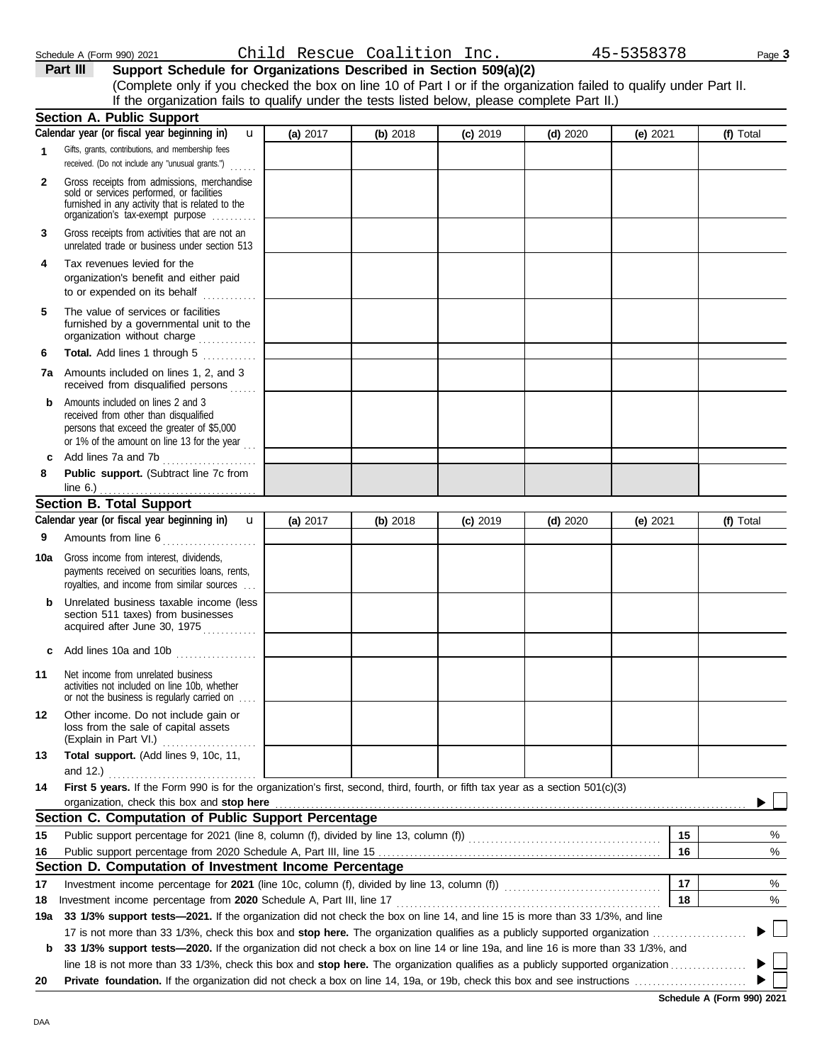Schedule A (Form 990) 2021 Child Rescue Coalition Inc. 45-5358378

**Part III** **Support Schedule for Organizations Described in Section 509(a)(2)**

(Complete only if you checked the box on line 10 of Part I or if the organization failed to qualify under Part II. If the organization fails to qualify under the tests listed below, please complete Part II.)

## Section A. Public Support

| Calendar year (or fiscal year beginning in) u | (a) 2017 | (b) 2018 | (c) 2019 | (d) 2020 | (e) 2021 | (f) Total |
|---|---|---|---|---|---|---|
| **1** Gifts, grants, contributions, and membership fees received. (Do not include any "unusual grants.") | | | | | | |
| **2** Gross receipts from admissions, merchandise sold or services performed, or facilities furnished in any activity that is related to the organization's tax-exempt purpose | | | | | | |
| **3** Gross receipts from activities that are not an unrelated trade or business under section 513 | | | | | | |
| **4** Tax revenues levied for the organization's benefit and either paid to or expended on its behalf | | | | | | |
| **5** The value of services or facilities furnished by a governmental unit to the organization without charge | | | | | | |
| **6** **Total.** Add lines 1 through 5 | | | | | | |
| **7a** Amounts included on lines 1, 2, and 3 received from disqualified persons | | | | | | |
| **b** Amounts included on lines 2 and 3 received from other than disqualified persons that exceed the greater of $5,000 or 1% of the amount on line 13 for the year | | | | | | |
| **c** Add lines 7a and 7b | | | | | | |
| **8** **Public support.** (Subtract line 7c from line 6.) | | | | | | |

## Section B. Total Support

| Calendar year (or fiscal year beginning in) u | (a) 2017 | (b) 2018 | (c) 2019 | (d) 2020 | (e) 2021 | (f) Total |
|---|---|---|---|---|---|---|
| **9** Amounts from line 6 | | | | | | |
| **10a** Gross income from interest, dividends, payments received on securities loans, rents, royalties, and income from similar sources | | | | | | |
| **b** Unrelated business taxable income (less section 511 taxes) from businesses acquired after June 30, 1975 | | | | | | |
| **c** Add lines 10a and 10b | | | | | | |
| **11** Net income from unrelated business activities not included on line 10b, whether or not the business is regularly carried on | | | | | | |
| **12** Other income. Do not include gain or loss from the sale of capital assets (Explain in Part VI.) | | | | | | |
| **13** **Total support.** (Add lines 9, 10c, 11, and 12.) | | | | | | |

**14** **First 5 years.** If the Form 990 is for the organization's first, second, third, fourth, or fifth tax year as a section 501(c)(3) organization, check this box and **stop here** ▶ ☐

## Section C. Computation of Public Support Percentage

| | | | |
|---|---|---|---|
| **15** | Public support percentage for 2021 (line 8, column (f), divided by line 13, column (f)) | **15** | % |
| **16** | Public support percentage from 2020 Schedule A, Part III, line 15 | **16** | % |

## Section D. Computation of Investment Income Percentage

| | | | |
|---|---|---|---|
| **17** | Investment income percentage for **2021** (line 10c, column (f), divided by line 13, column (f)) | **17** | % |
| **18** | Investment income percentage from **2020** Schedule A, Part III, line 17 | **18** | % |

**19a** **33 1/3% support tests—2021.** If the organization did not check the box on line 14, and line 15 is more than 33 1/3%, and line 17 is not more than 33 1/3%, check this box and **stop here.** The organization qualifies as a publicly supported organization ▶ ☐

**b** **33 1/3% support tests—2020.** If the organization did not check a box on line 14 or line 19a, and line 16 is more than 33 1/3%, and line 18 is not more than 33 1/3%, check this box and **stop here.** The organization qualifies as a publicly supported organization ▶ ☐

**20** **Private foundation.** If the organization did not check a box on line 14, 19a, or 19b, check this box and see instructions ▶ ☐

**Schedule A (Form 990) 2021**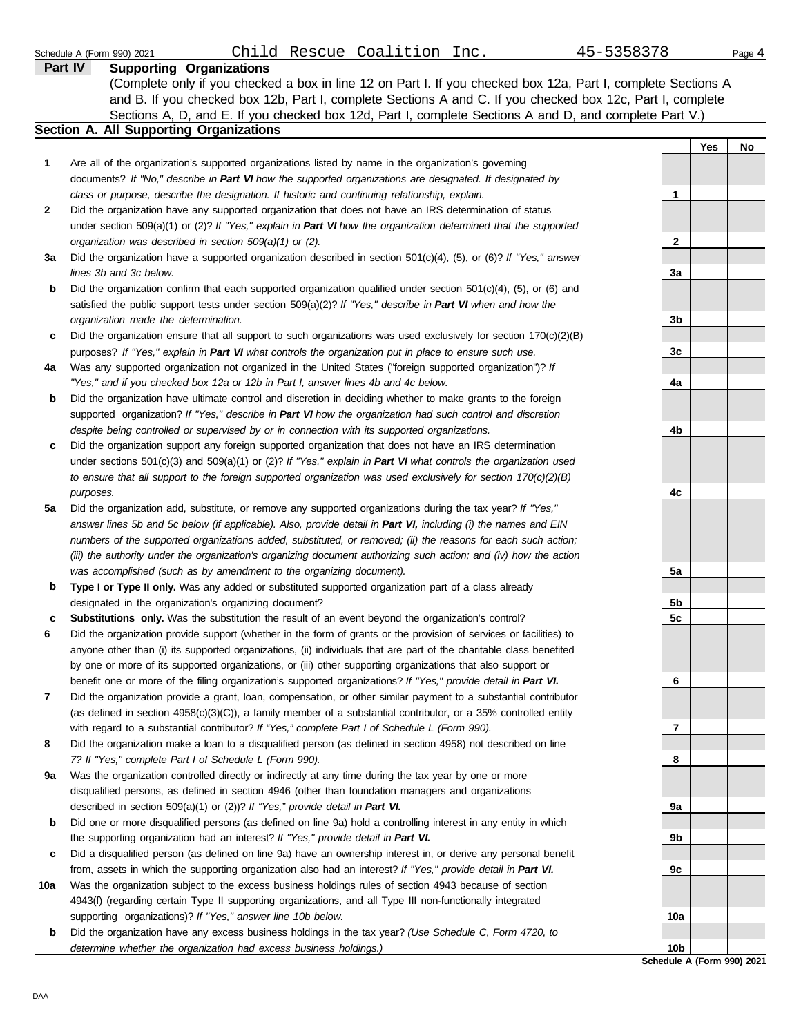Schedule A (Form 990) 2021 Child Rescue Coalition Inc. 45-5358378

## Part IV Supporting Organizations

(Complete only if you checked a box in line 12 on Part I. If you checked box 12a, Part I, complete Sections A and B. If you checked box 12b, Part I, complete Sections A and C. If you checked box 12c, Part I, complete Sections A, D, and E. If you checked box 12d, Part I, complete Sections A and D, and complete Part V.)

### Section A. All Supporting Organizations

| | | | Yes | No |
|---|---|---|---|---|
| **1** | Are all of the organization's supported organizations listed by name in the organization's governing documents? *If "No," describe in* ***Part VI*** *how the supported organizations are designated. If designated by class or purpose, describe the designation. If historic and continuing relationship, explain.* | 1 | | |
| **2** | Did the organization have any supported organization that does not have an IRS determination of status under section 509(a)(1) or (2)? *If "Yes," explain in* ***Part VI*** *how the organization determined that the supported organization was described in section 509(a)(1) or (2).* | 2 | | |
| **3a** | Did the organization have a supported organization described in section 501(c)(4), (5), or (6)? *If "Yes," answer lines 3b and 3c below.* | 3a | | |
| **b** | Did the organization confirm that each supported organization qualified under section 501(c)(4), (5), or (6) and satisfied the public support tests under section 509(a)(2)? *If "Yes," describe in* ***Part VI*** *when and how the organization made the determination.* | 3b | | |
| **c** | Did the organization ensure that all support to such organizations was used exclusively for section 170(c)(2)(B) purposes? *If "Yes," explain in* ***Part VI*** *what controls the organization put in place to ensure such use.* | 3c | | |
| **4a** | Was any supported organization not organized in the United States ("foreign supported organization")? *If "Yes," and if you checked box 12a or 12b in Part I, answer lines 4b and 4c below.* | 4a | | |
| **b** | Did the organization have ultimate control and discretion in deciding whether to make grants to the foreign supported organization? *If "Yes," describe in* ***Part VI*** *how the organization had such control and discretion despite being controlled or supervised by or in connection with its supported organizations.* | 4b | | |
| **c** | Did the organization support any foreign supported organization that does not have an IRS determination under sections 501(c)(3) and 509(a)(1) or (2)? *If "Yes," explain in* ***Part VI*** *what controls the organization used to ensure that all support to the foreign supported organization was used exclusively for section 170(c)(2)(B) purposes.* | 4c | | |
| **5a** | Did the organization add, substitute, or remove any supported organizations during the tax year? *If "Yes," answer lines 5b and 5c below (if applicable). Also, provide detail in* ***Part VI,*** *including (i) the names and EIN numbers of the supported organizations added, substituted, or removed; (ii) the reasons for each such action; (iii) the authority under the organization's organizing document authorizing such action; and (iv) how the action was accomplished (such as by amendment to the organizing document).* | 5a | | |
| **b** | **Type I or Type II only.** Was any added or substituted supported organization part of a class already designated in the organization's organizing document? | 5b | | |
| **c** | **Substitutions only.** Was the substitution the result of an event beyond the organization's control? | 5c | | |
| **6** | Did the organization provide support (whether in the form of grants or the provision of services or facilities) to anyone other than (i) its supported organizations, (ii) individuals that are part of the charitable class benefited by one or more of its supported organizations, or (iii) other supporting organizations that also support or benefit one or more of the filing organization's supported organizations? *If "Yes," provide detail in* ***Part VI.*** | 6 | | |
| **7** | Did the organization provide a grant, loan, compensation, or other similar payment to a substantial contributor (as defined in section 4958(c)(3)(C)), a family member of a substantial contributor, or a 35% controlled entity with regard to a substantial contributor? *If "Yes," complete Part I of Schedule L (Form 990).* | 7 | | |
| **8** | Did the organization make a loan to a disqualified person (as defined in section 4958) not described on line 7? *If "Yes," complete Part I of Schedule L (Form 990).* | 8 | | |
| **9a** | Was the organization controlled directly or indirectly at any time during the tax year by one or more disqualified persons, as defined in section 4946 (other than foundation managers and organizations described in section 509(a)(1) or (2))? *If "Yes," provide detail in* ***Part VI.*** | 9a | | |
| **b** | Did one or more disqualified persons (as defined on line 9a) hold a controlling interest in any entity in which the supporting organization had an interest? *If "Yes," provide detail in* ***Part VI.*** | 9b | | |
| **c** | Did a disqualified person (as defined on line 9a) have an ownership interest in, or derive any personal benefit from, assets in which the supporting organization also had an interest? *If "Yes," provide detail in* ***Part VI.*** | 9c | | |
| **10a** | Was the organization subject to the excess business holdings rules of section 4943 because of section 4943(f) (regarding certain Type II supporting organizations, and all Type III non-functionally integrated supporting organizations)? *If "Yes," answer line 10b below.* | 10a | | |
| **b** | Did the organization have any excess business holdings in the tax year? *(Use Schedule C, Form 4720, to determine whether the organization had excess business holdings.)* | 10b | | |

**Schedule A (Form 990) 2021**

DAA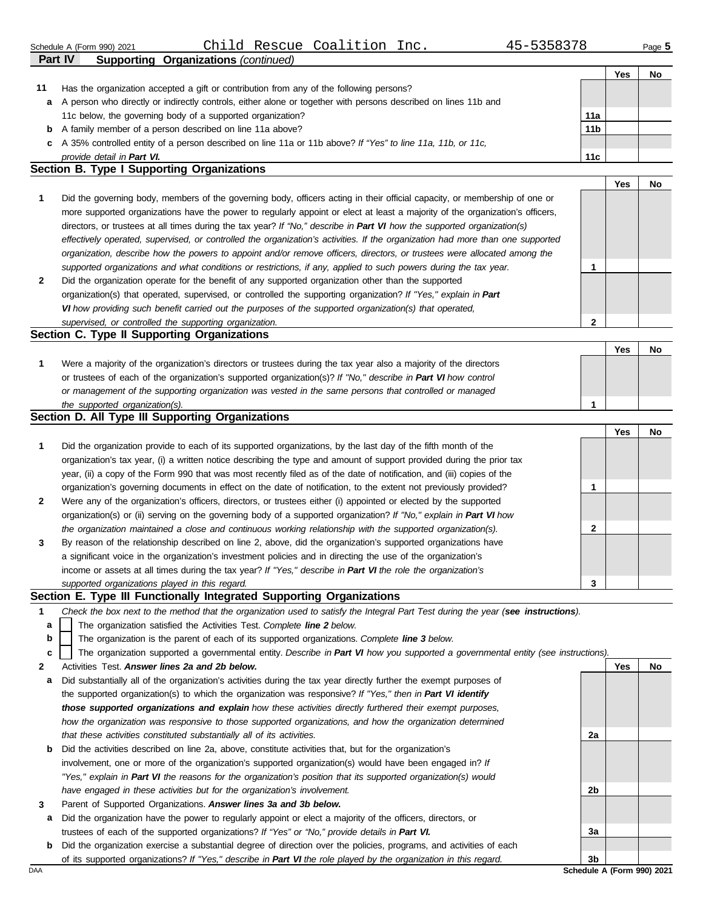Schedule A (Form 990) 2021 Child Rescue Coalition Inc. 45-5358378 Page **5**

**Part IV** **Supporting Organizations** *(continued)*

| | | | Yes | No |
|---|---|---|---|---|
| **11** | Has the organization accepted a gift or contribution from any of the following persons? | | | |
| **a** | A person who directly or indirectly controls, either alone or together with persons described on lines 11b and 11c below, the governing body of a supported organization? | **11a** | | |
| **b** | A family member of a person described on line 11a above? | **11b** | | |
| **c** | A 35% controlled entity of a person described on line 11a or 11b above? *If "Yes" to line 11a, 11b, or 11c, provide detail in **Part VI**.* | **11c** | | |

## Section B. Type I Supporting Organizations

| | | | Yes | No |
|---|---|---|---|---|
| **1** | Did the governing body, members of the governing body, officers acting in their official capacity, or membership of one or more supported organizations have the power to regularly appoint or elect at least a majority of the organization's officers, directors, or trustees at all times during the tax year? *If "No," describe in **Part VI** how the supported organization(s) effectively operated, supervised, or controlled the organization's activities. If the organization had more than one supported organization, describe how the powers to appoint and/or remove officers, directors, or trustees were allocated among the supported organizations and what conditions or restrictions, if any, applied to such powers during the tax year.* | **1** | | |
| **2** | Did the organization operate for the benefit of any supported organization other than the supported organization(s) that operated, supervised, or controlled the supporting organization? *If "Yes," explain in **Part VI** how providing such benefit carried out the purposes of the supported organization(s) that operated, supervised, or controlled the supporting organization.* | **2** | | |

## Section C. Type II Supporting Organizations

| | | | Yes | No |
|---|---|---|---|---|
| **1** | Were a majority of the organization's directors or trustees during the tax year also a majority of the directors or trustees of each of the organization's supported organization(s)? *If "No," describe in **Part VI** how control or management of the supporting organization was vested in the same persons that controlled or managed the supported organization(s).* | **1** | | |

## Section D. All Type III Supporting Organizations

| | | | Yes | No |
|---|---|---|---|---|
| **1** | Did the organization provide to each of its supported organizations, by the last day of the fifth month of the organization's tax year, (i) a written notice describing the type and amount of support provided during the prior tax year, (ii) a copy of the Form 990 that was most recently filed as of the date of notification, and (iii) copies of the organization's governing documents in effect on the date of notification, to the extent not previously provided? | **1** | | |
| **2** | Were any of the organization's officers, directors, or trustees either (i) appointed or elected by the supported organization(s) or (ii) serving on the governing body of a supported organization? *If "No," explain in **Part VI** how the organization maintained a close and continuous working relationship with the supported organization(s).* | **2** | | |
| **3** | By reason of the relationship described on line 2, above, did the organization's supported organizations have a significant voice in the organization's investment policies and in directing the use of the organization's income or assets at all times during the tax year? *If "Yes," describe in **Part VI** the role the organization's supported organizations played in this regard.* | **3** | | |

## Section E. Type III Functionally Integrated Supporting Organizations

**1** *Check the box next to the method that the organization used to satisfy the Integral Part Test during the year (**see instructions**).*

- **a** ☐ The organization satisfied the Activities Test. *Complete **line 2** below.*
- **b** ☐ The organization is the parent of each of its supported organizations. *Complete **line 3** below.*
- **c** ☐ The organization supported a governmental entity. *Describe in **Part VI** how you supported a governmental entity (see instructions).*

| | | | Yes | No |
|---|---|---|---|---|
| **2** | Activities Test. ***Answer lines 2a and 2b below.*** | | | |
| **a** | Did substantially all of the organization's activities during the tax year directly further the exempt purposes of the supported organization(s) to which the organization was responsive? *If "Yes," then in **Part VI identify those supported organizations and explain** how these activities directly furthered their exempt purposes, how the organization was responsive to those supported organizations, and how the organization determined that these activities constituted substantially all of its activities.* | **2a** | | |
| **b** | Did the activities described on line 2a, above, constitute activities that, but for the organization's involvement, one or more of the organization's supported organization(s) would have been engaged in? *If "Yes," explain in **Part VI** the reasons for the organization's position that its supported organization(s) would have engaged in these activities but for the organization's involvement.* | **2b** | | |
| **3** | Parent of Supported Organizations. ***Answer lines 3a and 3b below.*** | | | |
| **a** | Did the organization have the power to regularly appoint or elect a majority of the officers, directors, or trustees of each of the supported organizations? *If "Yes" or "No," provide details in **Part VI.*** | **3a** | | |
| **b** | Did the organization exercise a substantial degree of direction over the policies, programs, and activities of each of its supported organizations? *If "Yes," describe in **Part VI** the role played by the organization in this regard.* | **3b** | | |

DAA **Schedule A (Form 990) 2021**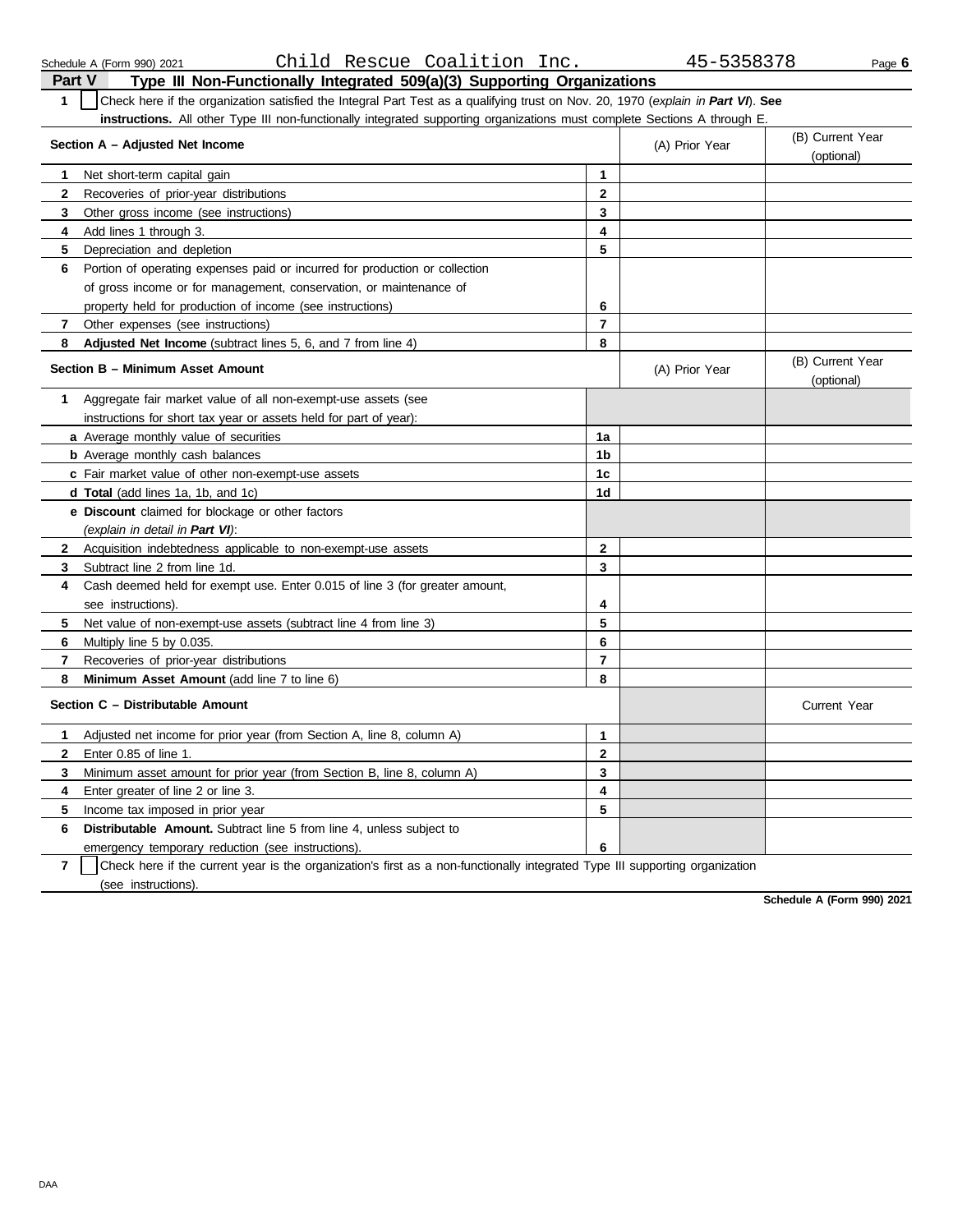Schedule A (Form 990) 2021 Child Rescue Coalition Inc. 45-5358378

## Part V Type III Non-Functionally Integrated 509(a)(3) Supporting Organizations

**1** ☐ Check here if the organization satisfied the Integral Part Test as a qualifying trust on Nov. 20, 1970 (*explain in **Part VI***). **See instructions.** All other Type III non-functionally integrated supporting organizations must complete Sections A through E.

| **Section A – Adjusted Net Income** | | (A) Prior Year | (B) Current Year (optional) |
|---|---|---|---|
| **1** Net short-term capital gain | **1** | | |
| **2** Recoveries of prior-year distributions | **2** | | |
| **3** Other gross income (see instructions) | **3** | | |
| **4** Add lines 1 through 3. | **4** | | |
| **5** Depreciation and depletion | **5** | | |
| **6** Portion of operating expenses paid or incurred for production or collection of gross income or for management, conservation, or maintenance of property held for production of income (see instructions) | **6** | | |
| **7** Other expenses (see instructions) | **7** | | |
| **8** **Adjusted Net Income** (subtract lines 5, 6, and 7 from line 4) | **8** | | |

| **Section B – Minimum Asset Amount** | | (A) Prior Year | (B) Current Year (optional) |
|---|---|---|---|
| **1** Aggregate fair market value of all non-exempt-use assets (see instructions for short tax year or assets held for part of year): | | | |
| **a** Average monthly value of securities | **1a** | | |
| **b** Average monthly cash balances | **1b** | | |
| **c** Fair market value of other non-exempt-use assets | **1c** | | |
| **d** **Total** (add lines 1a, 1b, and 1c) | **1d** | | |
| **e** **Discount** claimed for blockage or other factors (*explain in detail in **Part VI***): | | | |
| **2** Acquisition indebtedness applicable to non-exempt-use assets | **2** | | |
| **3** Subtract line 2 from line 1d. | **3** | | |
| **4** Cash deemed held for exempt use. Enter 0.015 of line 3 (for greater amount, see instructions). | **4** | | |
| **5** Net value of non-exempt-use assets (subtract line 4 from line 3) | **5** | | |
| **6** Multiply line 5 by 0.035. | **6** | | |
| **7** Recoveries of prior-year distributions | **7** | | |
| **8** **Minimum Asset Amount** (add line 7 to line 6) | **8** | | |

| **Section C – Distributable Amount** | | | Current Year |
|---|---|---|---|
| **1** Adjusted net income for prior year (from Section A, line 8, column A) | **1** | | |
| **2** Enter 0.85 of line 1. | **2** | | |
| **3** Minimum asset amount for prior year (from Section B, line 8, column A) | **3** | | |
| **4** Enter greater of line 2 or line 3. | **4** | | |
| **5** Income tax imposed in prior year | **5** | | |
| **6** **Distributable Amount.** Subtract line 5 from line 4, unless subject to emergency temporary reduction (see instructions). | **6** | | |

**7** ☐ Check here if the current year is the organization's first as a non-functionally integrated Type III supporting organization (see instructions).

**Schedule A (Form 990) 2021**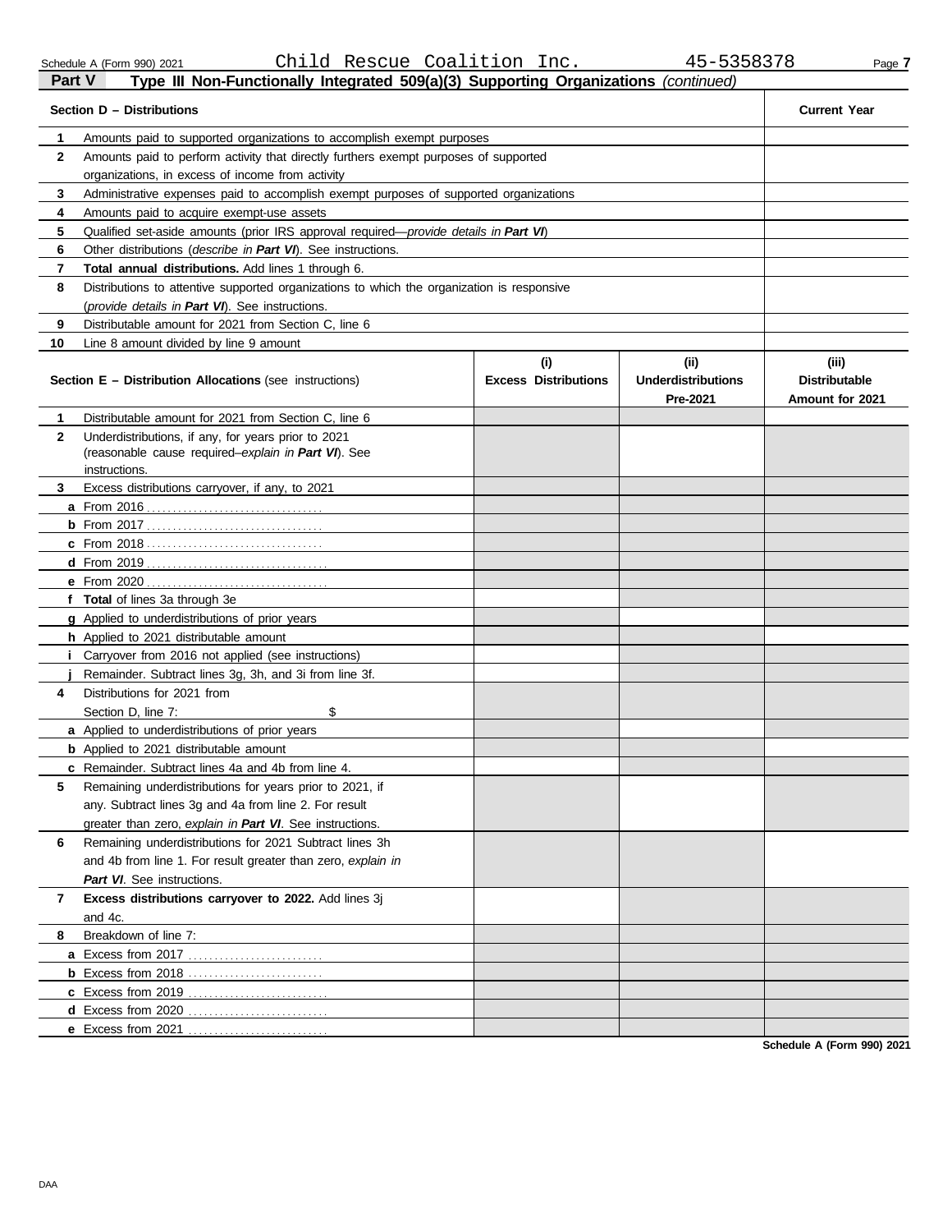Schedule A (Form 990) 2021 Child Rescue Coalition Inc. 45-5358378

## Part V — Type III Non-Functionally Integrated 509(a)(3) Supporting Organizations *(continued)*

| Section D – Distributions | | Current Year |
|---|---|---|
| 1 | Amounts paid to supported organizations to accomplish exempt purposes | |
| 2 | Amounts paid to perform activity that directly furthers exempt purposes of supported organizations, in excess of income from activity | |
| 3 | Administrative expenses paid to accomplish exempt purposes of supported organizations | |
| 4 | Amounts paid to acquire exempt-use assets | |
| 5 | Qualified set-aside amounts (prior IRS approval required—*provide details in **Part VI***) | |
| 6 | Other distributions (*describe in **Part VI***). See instructions. | |
| 7 | **Total annual distributions.** Add lines 1 through 6. | |
| 8 | Distributions to attentive supported organizations to which the organization is responsive (*provide details in **Part VI***). See instructions. | |
| 9 | Distributable amount for 2021 from Section C, line 6 | |
| 10 | Line 8 amount divided by line 9 amount | |

| Section E – Distribution Allocations (see instructions) | | (i) Excess Distributions | (ii) Underdistributions Pre-2021 | (iii) Distributable Amount for 2021 |
|---|---|---|---|---|
| 1 | Distributable amount for 2021 from Section C, line 6 | | | |
| 2 | Underdistributions, if any, for years prior to 2021 (reasonable cause required–*explain in **Part VI***). See instructions. | | | |
| 3 | Excess distributions carryover, if any, to 2021 | | | |
| a | From 2016 | | | |
| b | From 2017 | | | |
| c | From 2018 | | | |
| d | From 2019 | | | |
| e | From 2020 | | | |
| f | **Total** of lines 3a through 3e | | | |
| g | Applied to underdistributions of prior years | | | |
| h | Applied to 2021 distributable amount | | | |
| i | Carryover from 2016 not applied (see instructions) | | | |
| j | Remainder. Subtract lines 3g, 3h, and 3i from line 3f. | | | |
| 4 | Distributions for 2021 from Section D, line 7: $ | | | |
| a | Applied to underdistributions of prior years | | | |
| b | Applied to 2021 distributable amount | | | |
| c | Remainder. Subtract lines 4a and 4b from line 4. | | | |
| 5 | Remaining underdistributions for years prior to 2021, if any. Subtract lines 3g and 4a from line 2. For result greater than zero, *explain in **Part VI***. See instructions. | | | |
| 6 | Remaining underdistributions for 2021 Subtract lines 3h and 4b from line 1. For result greater than zero, *explain in **Part VI***. See instructions. | | | |
| 7 | **Excess distributions carryover to 2022.** Add lines 3j and 4c. | | | |
| 8 | Breakdown of line 7: | | | |
| a | Excess from 2017 | | | |
| b | Excess from 2018 | | | |
| c | Excess from 2019 | | | |
| d | Excess from 2020 | | | |
| e | Excess from 2021 | | | |

Schedule A (Form 990) 2021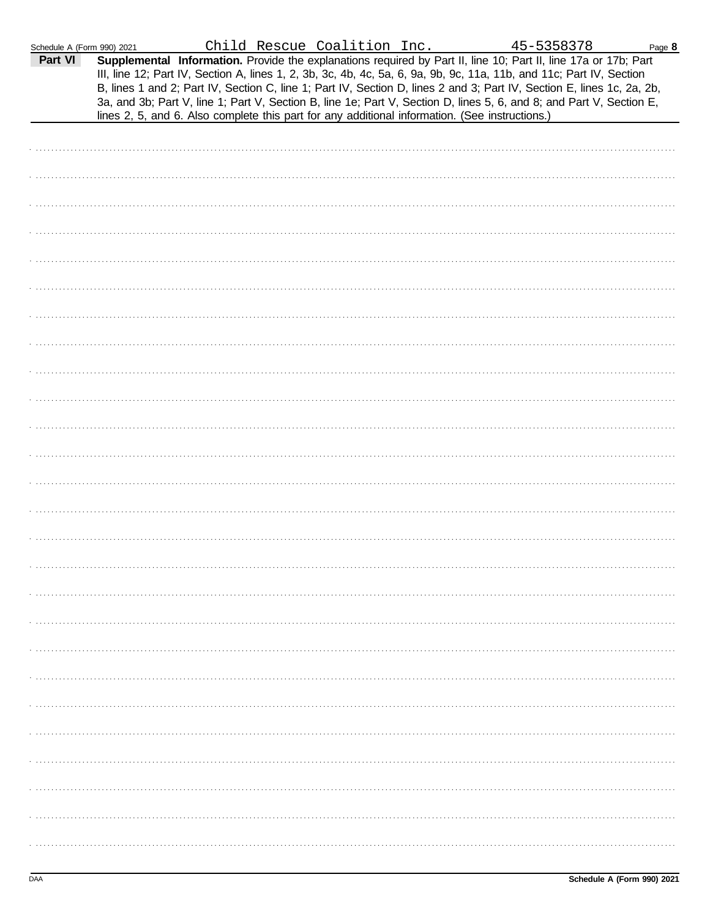Child Rescue Coalition Inc. 45-5358378

**Part VI** **Supplemental Information.** Provide the explanations required by Part II, line 10; Part II, line 17a or 17b; Part III, line 12; Part IV, Section A, lines 1, 2, 3b, 3c, 4b, 4c, 5a, 6, 9a, 9b, 9c, 11a, 11b, and 11c; Part IV, Section B, lines 1 and 2; Part IV, Section C, line 1; Part IV, Section D, lines 2 and 3; Part IV, Section E, lines 1c, 2a, 2b, 3a, and 3b; Part V, line 1; Part V, Section B, line 1e; Part V, Section D, lines 5, 6, and 8; and Part V, Section E, lines 2, 5, and 6. Also complete this part for any additional information. (See instructions.)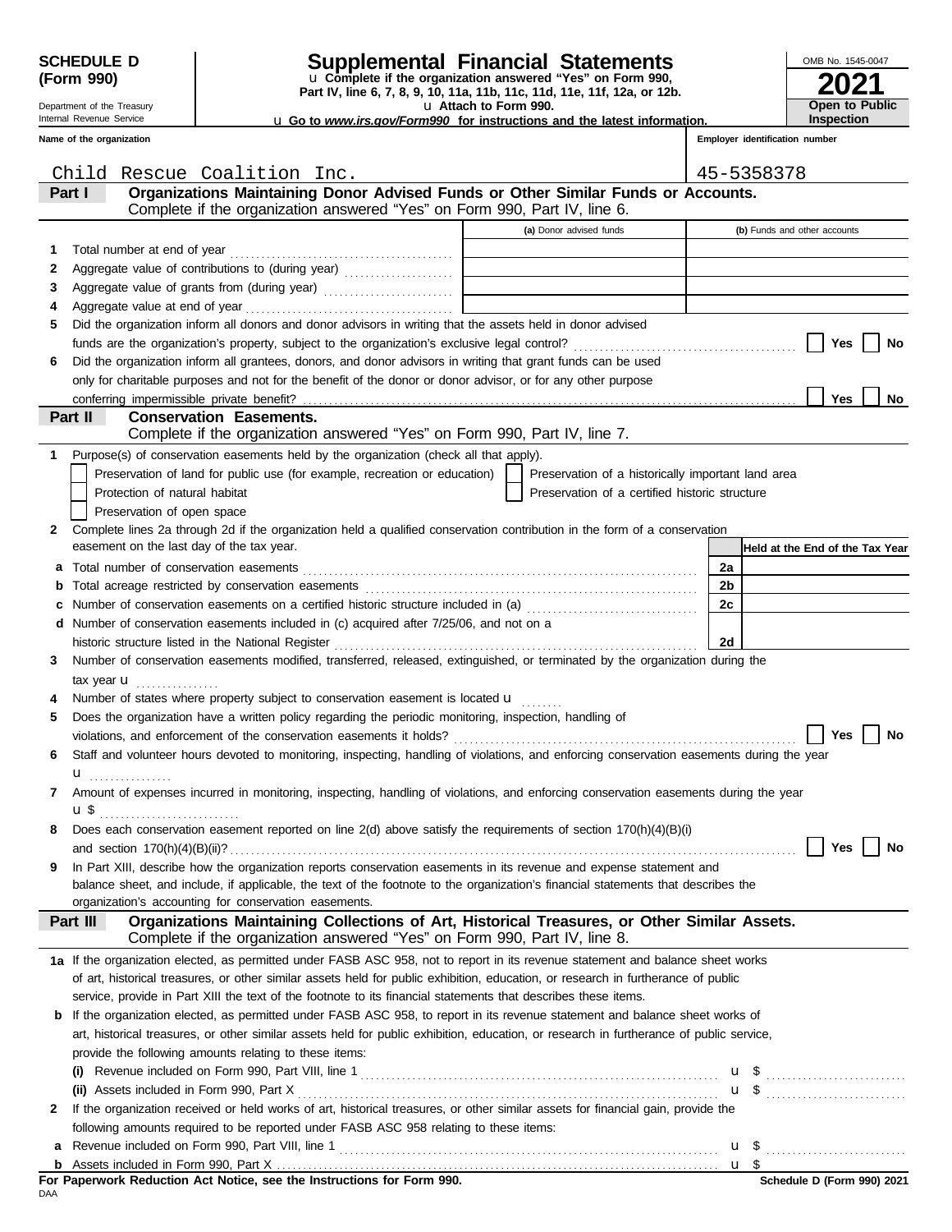**SCHEDULE D (Form 990)**

Department of the Treasury
Internal Revenue Service

# Supplemental Financial Statements

u Complete if the organization answered "Yes" on Form 990, Part IV, line 6, 7, 8, 9, 10, 11a, 11b, 11c, 11d, 11e, 11f, 12a, or 12b.

u Attach to Form 990.

u Go to *www.irs.gov/Form990* for instructions and the latest information.

OMB No. 1545-0047

**2021**

**Open to Public Inspection**

**Name of the organization**: Child Rescue Coalition Inc.

**Employer identification number**: 45-5358378

## Part I — Organizations Maintaining Donor Advised Funds or Other Similar Funds or Accounts.
Complete if the organization answered "Yes" on Form 990, Part IV, line 6.

| | | (a) Donor advised funds | (b) Funds and other accounts |
|---|---|---|---|
| 1 | Total number at end of year | | |
| 2 | Aggregate value of contributions to (during year) | | |
| 3 | Aggregate value of grants from (during year) | | |
| 4 | Aggregate value at end of year | | |

5 Did the organization inform all donors and donor advisors in writing that the assets held in donor advised funds are the organization's property, subject to the organization's exclusive legal control? ☐ Yes ☐ No

6 Did the organization inform all grantees, donors, and donor advisors in writing that grant funds can be used only for charitable purposes and not for the benefit of the donor or donor advisor, or for any other purpose conferring impermissible private benefit? ☐ Yes ☐ No

## Part II — Conservation Easements.
Complete if the organization answered "Yes" on Form 990, Part IV, line 7.

1 Purpose(s) of conservation easements held by the organization (check all that apply).

- ☐ Preservation of land for public use (for example, recreation or education)
- ☐ Preservation of a historically important land area
- ☐ Protection of natural habitat
- ☐ Preservation of a certified historic structure
- ☐ Preservation of open space

2 Complete lines 2a through 2d if the organization held a qualified conservation contribution in the form of a conservation easement on the last day of the tax year.

| | | | Held at the End of the Tax Year |
|---|---|---|---|
| a | Total number of conservation easements | 2a | |
| b | Total acreage restricted by conservation easements | 2b | |
| c | Number of conservation easements on a certified historic structure included in (a) | 2c | |
| d | Number of conservation easements included in (c) acquired after 7/25/06, and not on a historic structure listed in the National Register | 2d | |

3 Number of conservation easements modified, transferred, released, extinguished, or terminated by the organization during the tax year u

4 Number of states where property subject to conservation easement is located u

5 Does the organization have a written policy regarding the periodic monitoring, inspection, handling of violations, and enforcement of the conservation easements it holds? ☐ Yes ☐ No

6 Staff and volunteer hours devoted to monitoring, inspecting, handling of violations, and enforcing conservation easements during the year u

7 Amount of expenses incurred in monitoring, inspecting, handling of violations, and enforcing conservation easements during the year u $

8 Does each conservation easement reported on line 2(d) above satisfy the requirements of section 170(h)(4)(B)(i) and section 170(h)(4)(B)(ii)? ☐ Yes ☐ No

9 In Part XIII, describe how the organization reports conservation easements in its revenue and expense statement and balance sheet, and include, if applicable, the text of the footnote to the organization's financial statements that describes the organization's accounting for conservation easements.

## Part III — Organizations Maintaining Collections of Art, Historical Treasures, or Other Similar Assets.
Complete if the organization answered "Yes" on Form 990, Part IV, line 8.

1a If the organization elected, as permitted under FASB ASC 958, not to report in its revenue statement and balance sheet works of art, historical treasures, or other similar assets held for public exhibition, education, or research in furtherance of public service, provide in Part XIII the text of the footnote to its financial statements that describes these items.

b If the organization elected, as permitted under FASB ASC 958, to report in its revenue statement and balance sheet works of art, historical treasures, or other similar assets held for public exhibition, education, or research in furtherance of public service, provide the following amounts relating to these items:

(i) Revenue included on Form 990, Part VIII, line 1 u $

(ii) Assets included in Form 990, Part X u $

2 If the organization received or held works of art, historical treasures, or other similar assets for financial gain, provide the following amounts required to be reported under FASB ASC 958 relating to these items:

a Revenue included on Form 990, Part VIII, line 1 u $

b Assets included in Form 990, Part X u $

**For Paperwork Reduction Act Notice, see the Instructions for Form 990.**

**Schedule D (Form 990) 2021**

DAA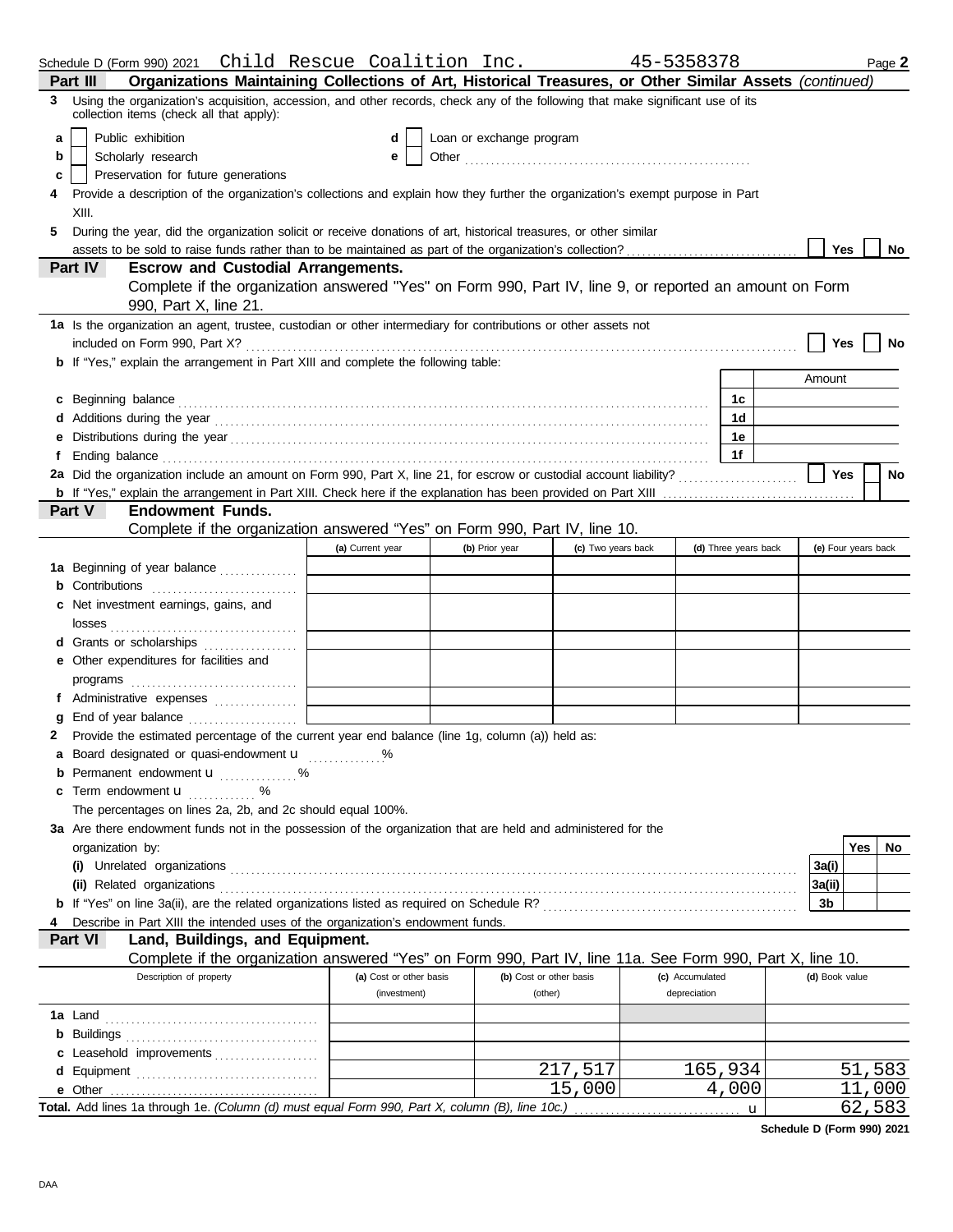Schedule D (Form 990) 2021 Child Rescue Coalition Inc. 45-5358378

## Part III Organizations Maintaining Collections of Art, Historical Treasures, or Other Similar Assets *(continued)*

**3** Using the organization's acquisition, accession, and other records, check any of the following that make significant use of its collection items (check all that apply):

- **a** ☐ Public exhibition
- **b** ☐ Scholarly research
- **c** ☐ Preservation for future generations
- **d** ☐ Loan or exchange program
- **e** ☐ Other

**4** Provide a description of the organization's collections and explain how they further the organization's exempt purpose in Part XIII.

**5** During the year, did the organization solicit or receive donations of art, historical treasures, or other similar assets to be sold to raise funds rather than to be maintained as part of the organization's collection? ☐ Yes ☐ No

## Part IV Escrow and Custodial Arrangements.

Complete if the organization answered "Yes" on Form 990, Part IV, line 9, or reported an amount on Form 990, Part X, line 21.

**1a** Is the organization an agent, trustee, custodian or other intermediary for contributions or other assets not included on Form 990, Part X? ☐ Yes ☐ No

**b** If "Yes," explain the arrangement in Part XIII and complete the following table:

| | | Amount |
|---|---|---|
| **c** Beginning balance | 1c | |
| **d** Additions during the year | 1d | |
| **e** Distributions during the year | 1e | |
| **f** Ending balance | 1f | |

**2a** Did the organization include an amount on Form 990, Part X, line 21, for escrow or custodial account liability? ☐ Yes ☐ No

**b** If "Yes," explain the arrangement in Part XIII. Check here if the explanation has been provided on Part XIII ☐

## Part V Endowment Funds.

Complete if the organization answered "Yes" on Form 990, Part IV, line 10.

| | (a) Current year | (b) Prior year | (c) Two years back | (d) Three years back | (e) Four years back |
|---|---|---|---|---|---|
| **1a** Beginning of year balance | | | | | |
| **b** Contributions | | | | | |
| **c** Net investment earnings, gains, and losses | | | | | |
| **d** Grants or scholarships | | | | | |
| **e** Other expenditures for facilities and programs | | | | | |
| **f** Administrative expenses | | | | | |
| **g** End of year balance | | | | | |

**2** Provide the estimated percentage of the current year end balance (line 1g, column (a)) held as:

- **a** Board designated or quasi-endowment ____ %
- **b** Permanent endowment ____ %
- **c** Term endowment ____ %

The percentages on lines 2a, 2b, and 2c should equal 100%.

**3a** Are there endowment funds not in the possession of the organization that are held and administered for the organization by:

| | | Yes | No |
|---|---|---|---|
| **(i)** Unrelated organizations | 3a(i) | | |
| **(ii)** Related organizations | 3a(ii) | | |
| **b** If "Yes" on line 3a(ii), are the related organizations listed as required on Schedule R? | 3b | | |

**4** Describe in Part XIII the intended uses of the organization's endowment funds.

## Part VI Land, Buildings, and Equipment.

Complete if the organization answered "Yes" on Form 990, Part IV, line 11a. See Form 990, Part X, line 10.

| Description of property | (a) Cost or other basis (investment) | (b) Cost or other basis (other) | (c) Accumulated depreciation | (d) Book value |
|---|---|---|---|---|
| **1a** Land | | | | |
| **b** Buildings | | | | |
| **c** Leasehold improvements | | | | |
| **d** Equipment | | 217,517 | 165,934 | 51,583 |
| **e** Other | | 15,000 | 4,000 | 11,000 |
| **Total.** Add lines 1a through 1e. *(Column (d) must equal Form 990, Part X, column (B), line 10c.)* | | | | 62,583 |

Schedule D (Form 990) 2021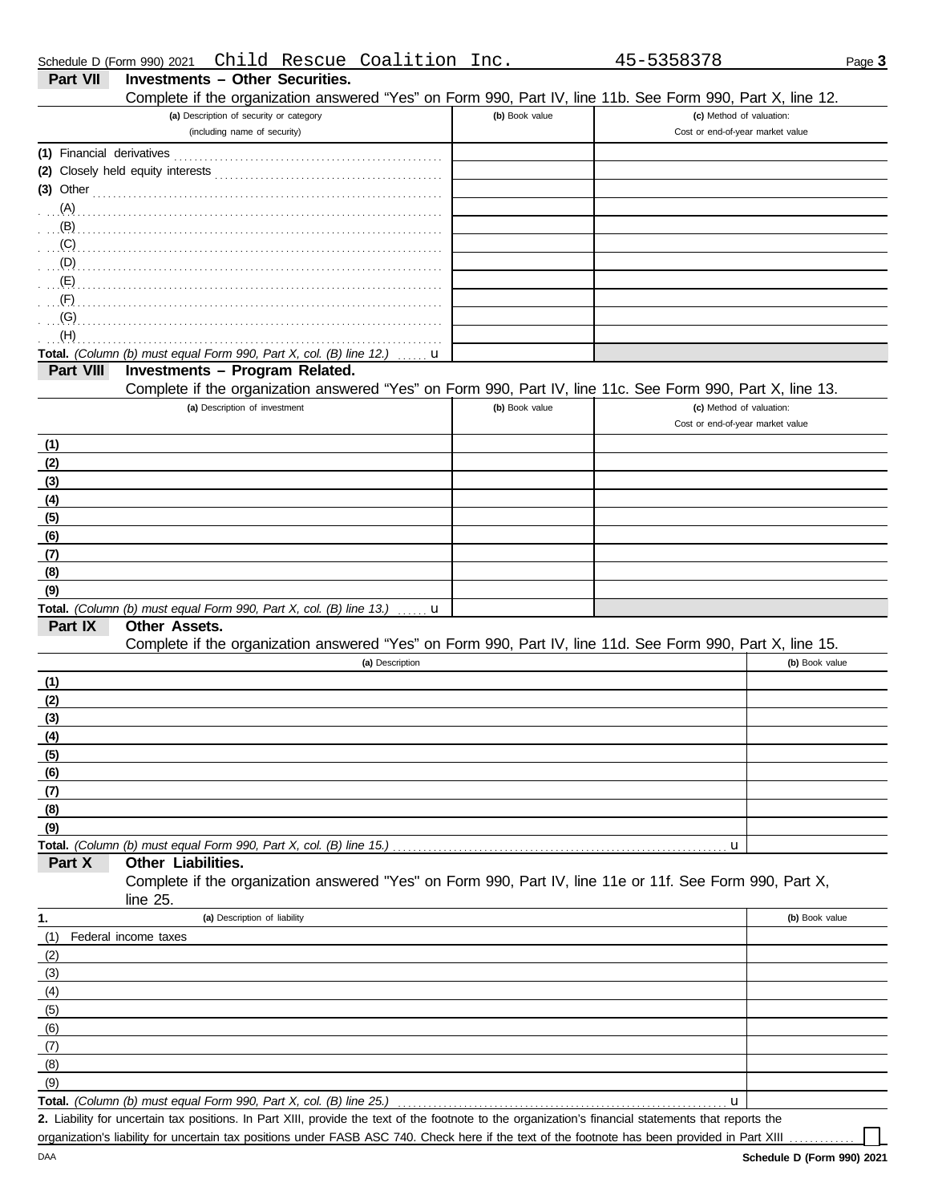Schedule D (Form 990) 2021 Child Rescue Coalition Inc. 45-5358378

## Part VII Investments – Other Securities.

Complete if the organization answered "Yes" on Form 990, Part IV, line 11b. See Form 990, Part X, line 12.

| (a) Description of security or category (including name of security) | (b) Book value | (c) Method of valuation: Cost or end-of-year market value |
|---|---|---|
| (1) Financial derivatives | | |
| (2) Closely held equity interests | | |
| (3) Other | | |
| (A) | | |
| (B) | | |
| (C) | | |
| (D) | | |
| (E) | | |
| (F) | | |
| (G) | | |
| (H) | | |
| **Total.** *(Column (b) must equal Form 990, Part X, col. (B) line 12.)* u | | |

## Part VIII Investments – Program Related.

Complete if the organization answered "Yes" on Form 990, Part IV, line 11c. See Form 990, Part X, line 13.

| (a) Description of investment | (b) Book value | (c) Method of valuation: Cost or end-of-year market value |
|---|---|---|
| (1) | | |
| (2) | | |
| (3) | | |
| (4) | | |
| (5) | | |
| (6) | | |
| (7) | | |
| (8) | | |
| (9) | | |
| **Total.** *(Column (b) must equal Form 990, Part X, col. (B) line 13.)* u | | |

## Part IX Other Assets.

Complete if the organization answered "Yes" on Form 990, Part IV, line 11d. See Form 990, Part X, line 15.

| (a) Description | (b) Book value |
|---|---|
| (1) | |
| (2) | |
| (3) | |
| (4) | |
| (5) | |
| (6) | |
| (7) | |
| (8) | |
| (9) | |
| **Total.** *(Column (b) must equal Form 990, Part X, col. (B) line 15.)* u | |

## Part X Other Liabilities.

Complete if the organization answered "Yes" on Form 990, Part IV, line 11e or 11f. See Form 990, Part X, line 25.

| 1. (a) Description of liability | (b) Book value |
|---|---|
| (1) Federal income taxes | |
| (2) | |
| (3) | |
| (4) | |
| (5) | |
| (6) | |
| (7) | |
| (8) | |
| (9) | |
| **Total.** *(Column (b) must equal Form 990, Part X, col. (B) line 25.)* u | |

**2.** Liability for uncertain tax positions. In Part XIII, provide the text of the footnote to the organization's financial statements that reports the organization's liability for uncertain tax positions under FASB ASC 740. Check here if the text of the footnote has been provided in Part XIII ☐

DAA **Schedule D (Form 990) 2021**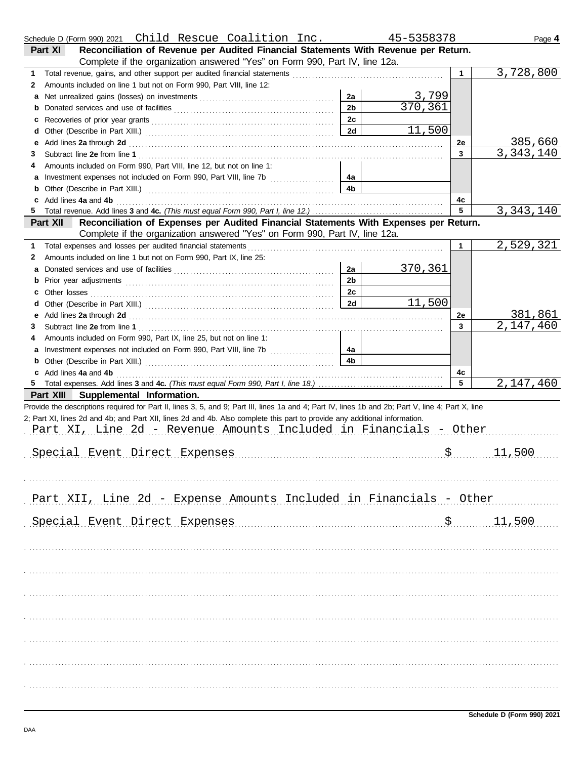Schedule D (Form 990) 2021 Child Rescue Coalition Inc. 45-5358378 Page **4**

## Part XI Reconciliation of Revenue per Audited Financial Statements With Revenue per Return.

Complete if the organization answered "Yes" on Form 990, Part IV, line 12a.

| | | | | | |
|---|---|---|---|---|---|
| **1** | Total revenue, gains, and other support per audited financial statements | | | 1 | 3,728,800 |
| **2** | Amounts included on line 1 but not on Form 990, Part VIII, line 12: | | | | |
| **a** | Net unrealized gains (losses) on investments | 2a | 3,799 | | |
| **b** | Donated services and use of facilities | 2b | 370,361 | | |
| **c** | Recoveries of prior year grants | 2c | | | |
| **d** | Other (Describe in Part XIII.) | 2d | 11,500 | | |
| **e** | Add lines **2a** through **2d** | | | 2e | 385,660 |
| **3** | Subtract line **2e** from line **1** | | | 3 | 3,343,140 |
| **4** | Amounts included on Form 990, Part VIII, line 12, but not on line 1: | | | | |
| **a** | Investment expenses not included on Form 990, Part VIII, line 7b | 4a | | | |
| **b** | Other (Describe in Part XIII.) | 4b | | | |
| **c** | Add lines **4a** and **4b** | | | 4c | |
| **5** | Total revenue. Add lines **3** and **4c.** *(This must equal Form 990, Part I, line 12.)* | | | 5 | 3,343,140 |

## Part XII Reconciliation of Expenses per Audited Financial Statements With Expenses per Return.

Complete if the organization answered "Yes" on Form 990, Part IV, line 12a.

| | | | | | |
|---|---|---|---|---|---|
| **1** | Total expenses and losses per audited financial statements | | | 1 | 2,529,321 |
| **2** | Amounts included on line 1 but not on Form 990, Part IX, line 25: | | | | |
| **a** | Donated services and use of facilities | 2a | 370,361 | | |
| **b** | Prior year adjustments | 2b | | | |
| **c** | Other losses | 2c | | | |
| **d** | Other (Describe in Part XIII.) | 2d | 11,500 | | |
| **e** | Add lines **2a** through **2d** | | | 2e | 381,861 |
| **3** | Subtract line **2e** from line **1** | | | 3 | 2,147,460 |
| **4** | Amounts included on Form 990, Part IX, line 25, but not on line 1: | | | | |
| **a** | Investment expenses not included on Form 990, Part VIII, line 7b | 4a | | | |
| **b** | Other (Describe in Part XIII.) | 4b | | | |
| **c** | Add lines **4a** and **4b** | | | 4c | |
| **5** | Total expenses. Add lines **3** and **4c.** *(This must equal Form 990, Part I, line 18.)* | | | 5 | 2,147,460 |

## Part XIII Supplemental Information.

Provide the descriptions required for Part II, lines 3, 5, and 9; Part III, lines 1a and 4; Part IV, lines 1b and 2b; Part V, line 4; Part X, line 2; Part XI, lines 2d and 4b; and Part XII, lines 2d and 4b. Also complete this part to provide any additional information.

Part XI, Line 2d - Revenue Amounts Included in Financials - Other

Special Event Direct Expenses $ 11,500

Part XII, Line 2d - Expense Amounts Included in Financials - Other

Special Event Direct Expenses $ 11,500

Schedule D (Form 990) 2021

DAA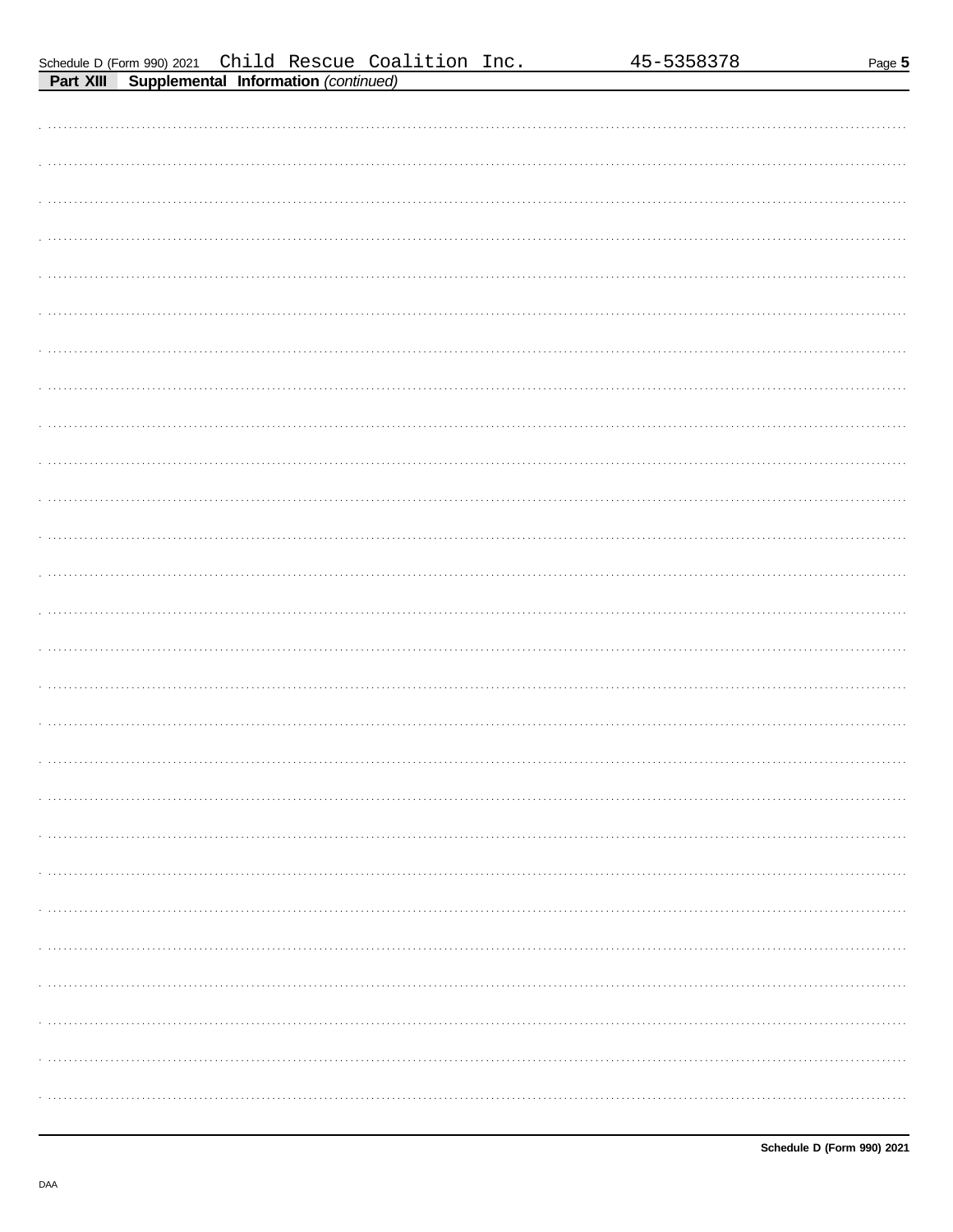Schedule D (Form 990) 2021 Child Rescue Coalition Inc. 45-5358378

**Part XIII** **Supplemental Information** *(continued)*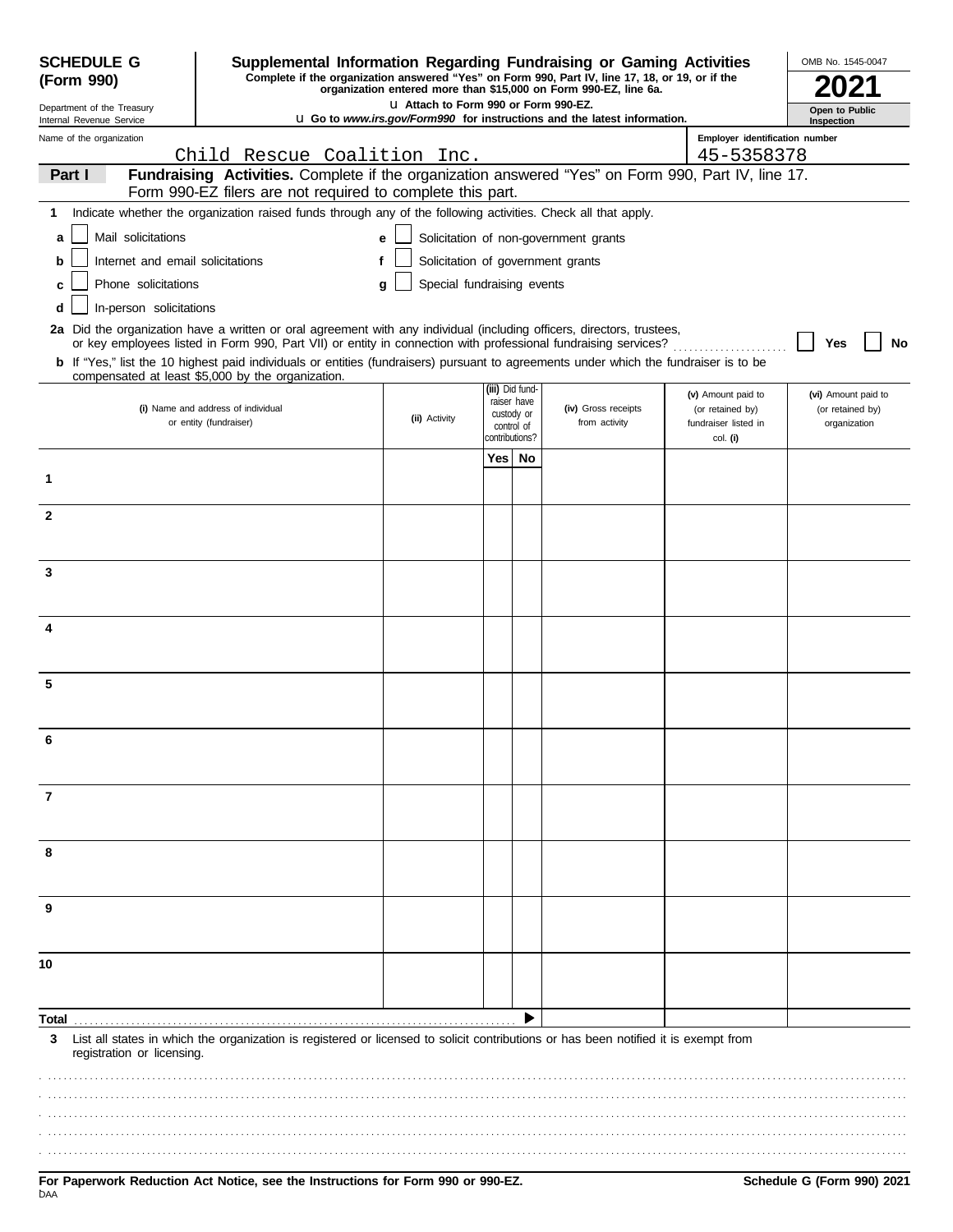**SCHEDULE G (Form 990)**

Department of the Treasury
Internal Revenue Service

# Supplemental Information Regarding Fundraising or Gaming Activities

**Complete if the organization answered "Yes" on Form 990, Part IV, line 17, 18, or 19, or if the organization entered more than $15,000 on Form 990-EZ, line 6a.**

**u Attach to Form 990 or Form 990-EZ.**

**u Go to *www.irs.gov/Form990* for instructions and the latest information.**

OMB No. 1545-0047

**2021**

**Open to Public Inspection**

Name of the organization: Child Rescue Coalition Inc.

Employer identification number: 45-5358378

## Part I Fundraising Activities.

Complete if the organization answered "Yes" on Form 990, Part IV, line 17. Form 990-EZ filers are not required to complete this part.

**1** Indicate whether the organization raised funds through any of the following activities. Check all that apply.

- **a** ☐ Mail solicitations
- **b** ☐ Internet and email solicitations
- **c** ☐ Phone solicitations
- **d** ☐ In-person solicitations
- **e** ☐ Solicitation of non-government grants
- **f** ☐ Solicitation of government grants
- **g** ☐ Special fundraising events

**2a** Did the organization have a written or oral agreement with any individual (including officers, directors, trustees, or key employees listed in Form 990, Part VII) or entity in connection with professional fundraising services? ☐ **Yes** ☐ **No**

**b** If "Yes," list the 10 highest paid individuals or entities (fundraisers) pursuant to agreements under which the fundraiser is to be compensated at least $5,000 by the organization.

| | (i) Name and address of individual or entity (fundraiser) | (ii) Activity | (iii) Did fund-raiser have custody or control of contributions? Yes | No | (iv) Gross receipts from activity | (v) Amount paid to (or retained by) fundraiser listed in col. (i) | (vi) Amount paid to (or retained by) organization |
|---|---|---|---|---|---|---|---|
| 1 | | | | | | | |
| 2 | | | | | | | |
| 3 | | | | | | | |
| 4 | | | | | | | |
| 5 | | | | | | | |
| 6 | | | | | | | |
| 7 | | | | | | | |
| 8 | | | | | | | |
| 9 | | | | | | | |
| 10 | | | | | | | |
| **Total** | | | | ▶ | | | |

**3** List all states in which the organization is registered or licensed to solicit contributions or has been notified it is exempt from registration or licensing.

**For Paperwork Reduction Act Notice, see the Instructions for Form 990 or 990-EZ.**

**Schedule G (Form 990) 2021**

DAA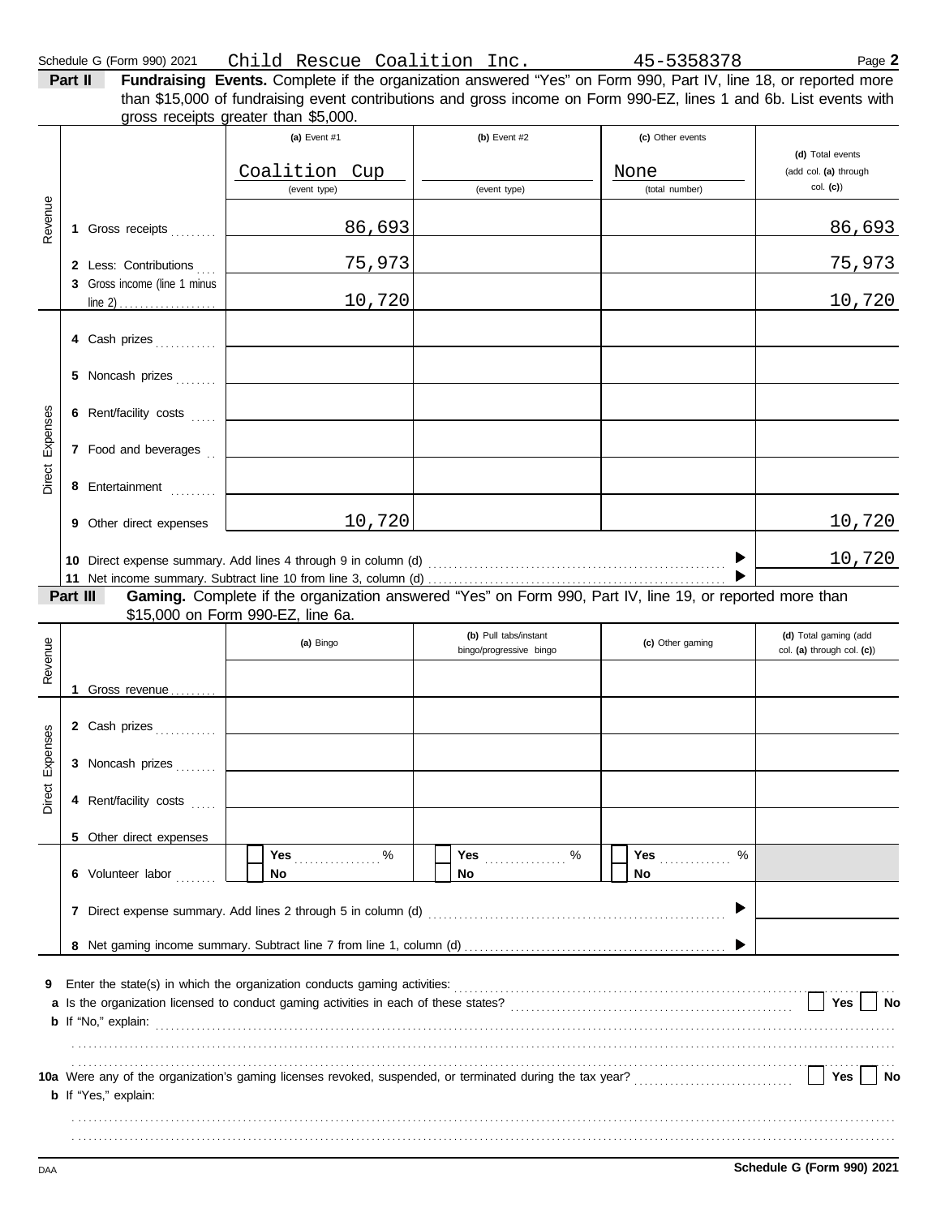Schedule G (Form 990) 2021 Child Rescue Coalition Inc. 45-5358378 Page **2**

**Part II** **Fundraising Events.** Complete if the organization answered "Yes" on Form 990, Part IV, line 18, or reported more than $15,000 of fundraising event contributions and gross income on Form 990-EZ, lines 1 and 6b. List events with gross receipts greater than $5,000.

| | | (a) Event #1 | (b) Event #2 | (c) Other events | (d) Total events (add col. (a) through col. (c)) |
|---|---|---|---|---|---|
| | | Coalition Cup (event type) | (event type) | None (total number) | |
| Revenue | 1 Gross receipts | 86,693 | | | 86,693 |
| | 2 Less: Contributions | 75,973 | | | 75,973 |
| | 3 Gross income (line 1 minus line 2) | 10,720 | | | 10,720 |
| Direct Expenses | 4 Cash prizes | | | | |
| | 5 Noncash prizes | | | | |
| | 6 Rent/facility costs | | | | |
| | 7 Food and beverages | | | | |
| | 8 Entertainment | | | | |
| | 9 Other direct expenses | 10,720 | | | 10,720 |

10 Direct expense summary. Add lines 4 through 9 in column (d) ▶ 10,720

11 Net income summary. Subtract line 10 from line 3, column (d) ▶

**Part III** **Gaming.** Complete if the organization answered "Yes" on Form 990, Part IV, line 19, or reported more than $15,000 on Form 990-EZ, line 6a.

| | | (a) Bingo | (b) Pull tabs/instant bingo/progressive bingo | (c) Other gaming | (d) Total gaming (add col. (a) through col. (c)) |
|---|---|---|---|---|---|
| Revenue | 1 Gross revenue | | | | |
| Direct Expenses | 2 Cash prizes | | | | |
| | 3 Noncash prizes | | | | |
| | 4 Rent/facility costs | | | | |
| | 5 Other direct expenses | | | | |
| | 6 Volunteer labor | Yes ____ % No | Yes ____ % No | Yes ____ % No | |

7 Direct expense summary. Add lines 2 through 5 in column (d) ▶

8 Net gaming income summary. Subtract line 7 from line 1, column (d) ▶

**9** Enter the state(s) in which the organization conducts gaming activities:

**a** Is the organization licensed to conduct gaming activities in each of these states? Yes No

**b** If "No," explain:

**10a** Were any of the organization's gaming licenses revoked, suspended, or terminated during the tax year? Yes No

**b** If "Yes," explain:

DAA **Schedule G (Form 990) 2021**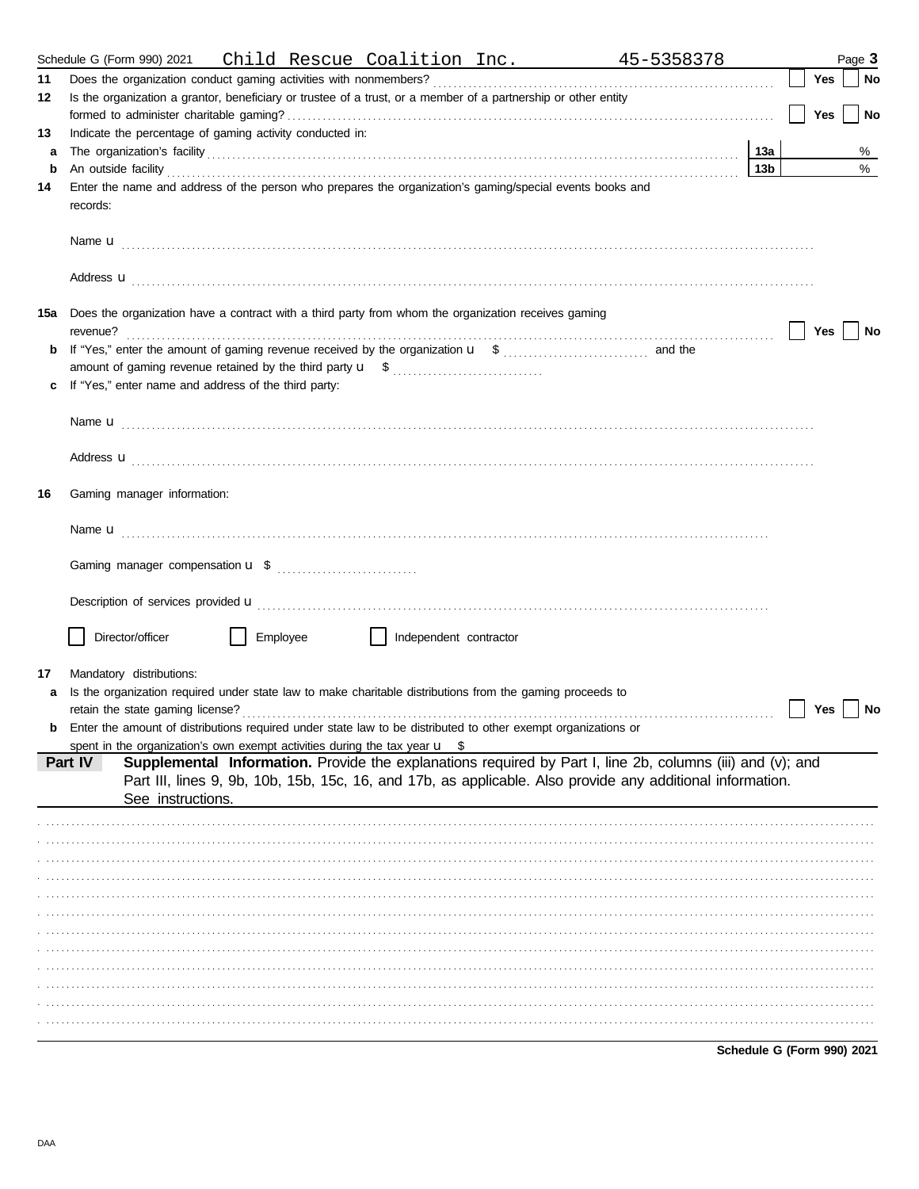Schedule G (Form 990) 2021 Child Rescue Coalition Inc. 45-5358378 Page **3**

**11** Does the organization conduct gaming activities with nonmembers? ☐ **Yes** ☐ **No**

**12** Is the organization a grantor, beneficiary or trustee of a trust, or a member of a partnership or other entity formed to administer charitable gaming? ☐ **Yes** ☐ **No**

**13** Indicate the percentage of gaming activity conducted in:

**a** The organization's facility **13a** %

**b** An outside facility **13b** %

**14** Enter the name and address of the person who prepares the organization's gaming/special events books and records:

Name u

Address u

**15a** Does the organization have a contract with a third party from whom the organization receives gaming revenue? ☐ **Yes** ☐ **No**

**b** If "Yes," enter the amount of gaming revenue received by the organization u $ and the amount of gaming revenue retained by the third party u $

**c** If "Yes," enter name and address of the third party:

Name u

Address u

**16** Gaming manager information:

Name u

Gaming manager compensation u $

Description of services provided u

☐ Director/officer ☐ Employee ☐ Independent contractor

**17** Mandatory distributions:

**a** Is the organization required under state law to make charitable distributions from the gaming proceeds to retain the state gaming license? ☐ **Yes** ☐ **No**

**b** Enter the amount of distributions required under state law to be distributed to other exempt organizations or spent in the organization's own exempt activities during the tax year u $

**Part IV** **Supplemental Information.** Provide the explanations required by Part I, line 2b, columns (iii) and (v); and Part III, lines 9, 9b, 10b, 15b, 15c, 16, and 17b, as applicable. Also provide any additional information. See instructions.

**Schedule G (Form 990) 2021**

DAA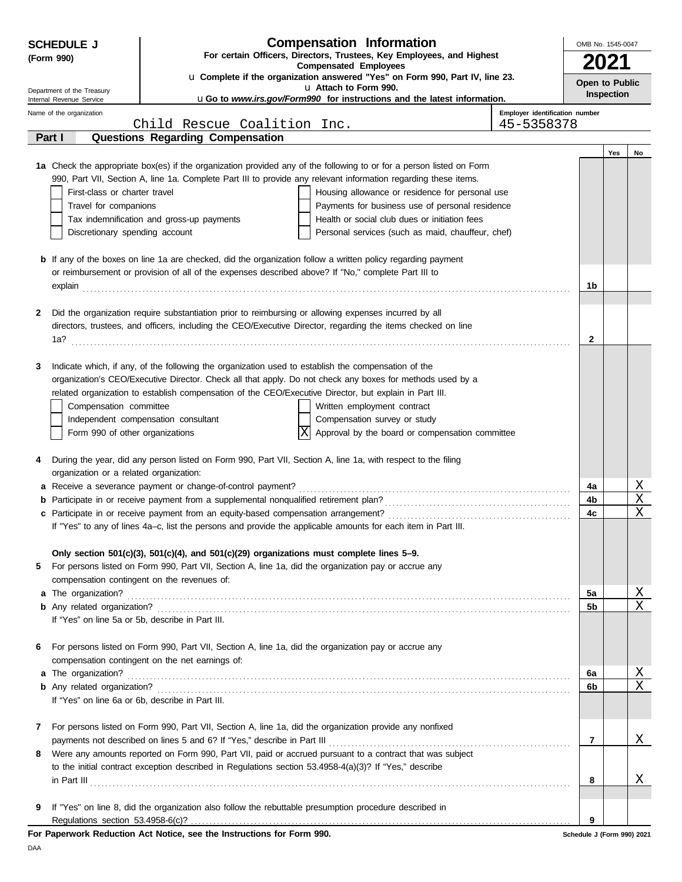**SCHEDULE J (Form 990)**

Department of the Treasury
Internal Revenue Service

# Compensation Information

**For certain Officers, Directors, Trustees, Key Employees, and Highest Compensated Employees**

u **Complete if the organization answered "Yes" on Form 990, Part IV, line 23.**

u **Attach to Form 990.**

u **Go to *www.irs.gov/Form990* for instructions and the latest information.**

OMB No. 1545-0047

**2021**

**Open to Public Inspection**

Name of the organization: Child Rescue Coalition Inc.

Employer identification number: 45-5358378

## Part I — Questions Regarding Compensation

| | | Line | Yes | No |
|---|---|---|---|---|
| **1a** | Check the appropriate box(es) if the organization provided any of the following to or for a person listed on Form 990, Part VII, Section A, line 1a. Complete Part III to provide any relevant information regarding these items.<br>☐ First-class or charter travel<br>☐ Travel for companions<br>☐ Tax indemnification and gross-up payments<br>☐ Discretionary spending account<br>☐ Housing allowance or residence for personal use<br>☐ Payments for business use of personal residence<br>☐ Health or social club dues or initiation fees<br>☐ Personal services (such as maid, chauffeur, chef) | | | |
| **b** | If any of the boxes on line 1a are checked, did the organization follow a written policy regarding payment or reimbursement or provision of all of the expenses described above? If "No," complete Part III to explain | 1b | | |
| **2** | Did the organization require substantiation prior to reimbursing or allowing expenses incurred by all directors, trustees, and officers, including the CEO/Executive Director, regarding the items checked on line 1a? | 2 | | |
| **3** | Indicate which, if any, of the following the organization used to establish the compensation of the organization's CEO/Executive Director. Check all that apply. Do not check any boxes for methods used by a related organization to establish compensation of the CEO/Executive Director, but explain in Part III.<br>☐ Compensation committee<br>☐ Independent compensation consultant<br>☐ Form 990 of other organizations<br>☐ Written employment contract<br>☐ Compensation survey or study<br>☒ Approval by the board or compensation committee | | | |
| **4** | During the year, did any person listed on Form 990, Part VII, Section A, line 1a, with respect to the filing organization or a related organization: | | | |
| **a** | Receive a severance payment or change-of-control payment? | 4a | | X |
| **b** | Participate in or receive payment from a supplemental nonqualified retirement plan? | 4b | | X |
| **c** | Participate in or receive payment from an equity-based compensation arrangement? | 4c | | X |
| | If "Yes" to any of lines 4a–c, list the persons and provide the applicable amounts for each item in Part III. | | | |
| | **Only section 501(c)(3), 501(c)(4), and 501(c)(29) organizations must complete lines 5–9.** | | | |
| **5** | For persons listed on Form 990, Part VII, Section A, line 1a, did the organization pay or accrue any compensation contingent on the revenues of: | | | |
| **a** | The organization? | 5a | | X |
| **b** | Any related organization? | 5b | | X |
| | If "Yes" on line 5a or 5b, describe in Part III. | | | |
| **6** | For persons listed on Form 990, Part VII, Section A, line 1a, did the organization pay or accrue any compensation contingent on the net earnings of: | | | |
| **a** | The organization? | 6a | | X |
| **b** | Any related organization? | 6b | | X |
| | If "Yes" on line 6a or 6b, describe in Part III. | | | |
| **7** | For persons listed on Form 990, Part VII, Section A, line 1a, did the organization provide any nonfixed payments not described on lines 5 and 6? If "Yes," describe in Part III | 7 | | X |
| **8** | Were any amounts reported on Form 990, Part VII, paid or accrued pursuant to a contract that was subject to the initial contract exception described in Regulations section 53.4958-4(a)(3)? If "Yes," describe in Part III | 8 | | X |
| **9** | If "Yes" on line 8, did the organization also follow the rebuttable presumption procedure described in Regulations section 53.4958-6(c)? | 9 | | |

**For Paperwork Reduction Act Notice, see the Instructions for Form 990.**

Schedule J (Form 990) 2021

DAA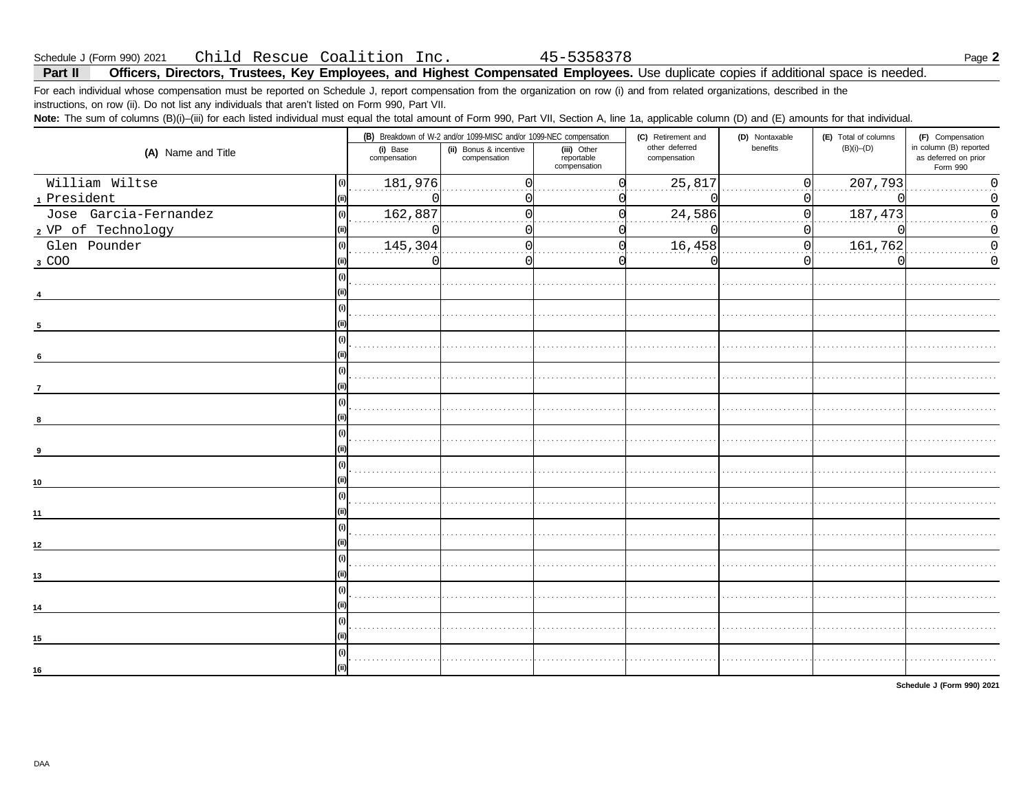Schedule J (Form 990) 2021 Child Rescue Coalition Inc. 45-5358378

## Part II Officers, Directors, Trustees, Key Employees, and Highest Compensated Employees.

Use duplicate copies if additional space is needed.

For each individual whose compensation must be reported on Schedule J, report compensation from the organization on row (i) and from related organizations, described in the instructions, on row (ii). Do not list any individuals that aren't listed on Form 990, Part VII.

**Note:** The sum of columns (B)(i)–(iii) for each listed individual must equal the total amount of Form 990, Part VII, Section A, line 1a, applicable column (D) and (E) amounts for that individual.

| (A) Name and Title | | (B) Breakdown of W-2 and/or 1099-MISC and/or 1099-NEC compensation | | | (C) Retirement and other deferred compensation | (D) Nontaxable benefits | (E) Total of columns (B)(i)–(D) | (F) Compensation in column (B) reported as deferred on prior Form 990 |
|---|---|---|---|---|---|---|---|---|
| | | (i) Base compensation | (ii) Bonus & incentive compensation | (iii) Other reportable compensation | | | | |
| 1 William Wiltse | (i) | 181,976 | 0 | 0 | 25,817 | 0 | 207,793 | 0 |
| President | (ii) | 0 | 0 | 0 | 0 | 0 | 0 | 0 |
| 2 Jose Garcia-Fernandez | (i) | 162,887 | 0 | 0 | 24,586 | 0 | 187,473 | 0 |
| VP of Technology | (ii) | 0 | 0 | 0 | 0 | 0 | 0 | 0 |
| 3 Glen Pounder | (i) | 145,304 | 0 | 0 | 16,458 | 0 | 161,762 | 0 |
| COO | (ii) | 0 | 0 | 0 | 0 | 0 | 0 | 0 |
| 4 | (i) | | | | | | | |
| | (ii) | | | | | | | |
| 5 | (i) | | | | | | | |
| | (ii) | | | | | | | |
| 6 | (i) | | | | | | | |
| | (ii) | | | | | | | |
| 7 | (i) | | | | | | | |
| | (ii) | | | | | | | |
| 8 | (i) | | | | | | | |
| | (ii) | | | | | | | |
| 9 | (i) | | | | | | | |
| | (ii) | | | | | | | |
| 10 | (i) | | | | | | | |
| | (ii) | | | | | | | |
| 11 | (i) | | | | | | | |
| | (ii) | | | | | | | |
| 12 | (i) | | | | | | | |
| | (ii) | | | | | | | |
| 13 | (i) | | | | | | | |
| | (ii) | | | | | | | |
| 14 | (i) | | | | | | | |
| | (ii) | | | | | | | |
| 15 | (i) | | | | | | | |
| | (ii) | | | | | | | |
| 16 | (i) | | | | | | | |
| | (ii) | | | | | | | |

Schedule J (Form 990) 2021

DAA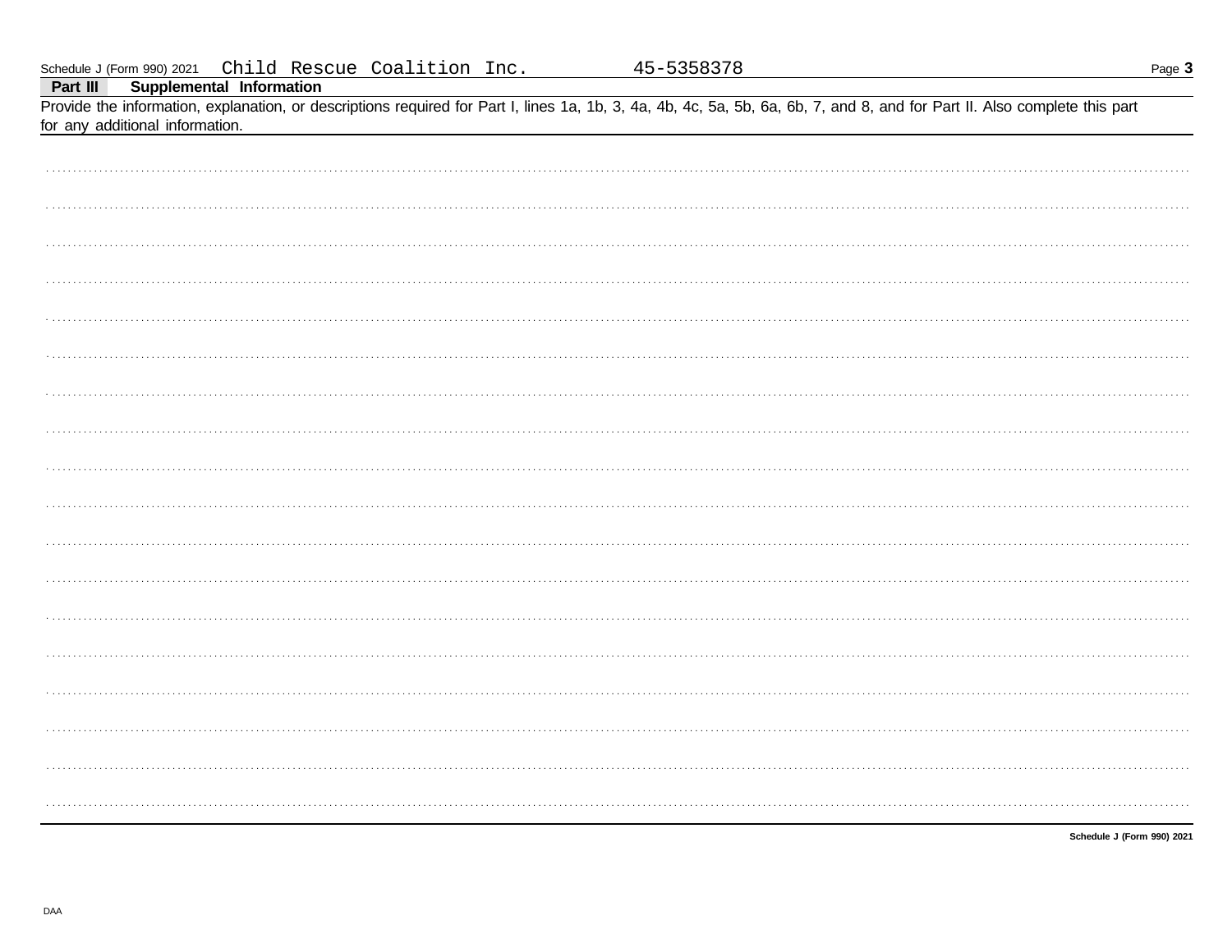Schedule J (Form 990) 2021 Child Rescue Coalition Inc. 45-5358378

**Part III** **Supplemental Information**

Provide the information, explanation, or descriptions required for Part I, lines 1a, 1b, 3, 4a, 4b, 4c, 5a, 5b, 6a, 6b, 7, and 8, and for Part II. Also complete this part for any additional information.

**Schedule J (Form 990) 2021**

DAA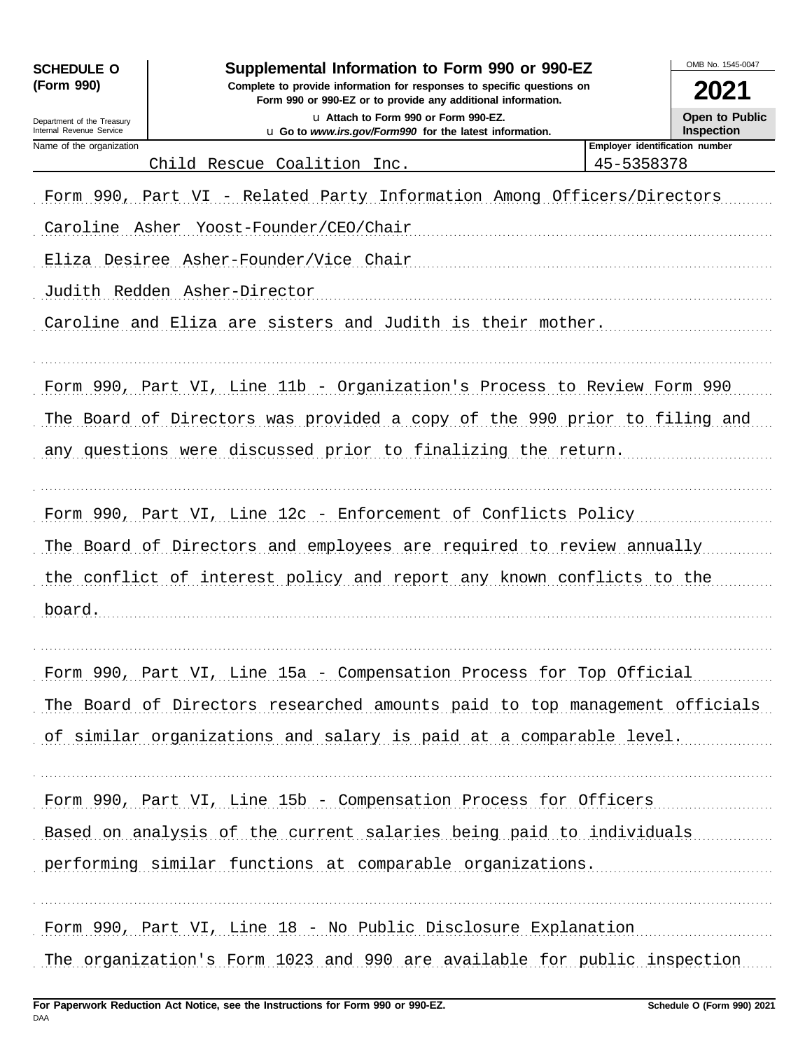**SCHEDULE O (Form 990)**

Department of the Treasury
Internal Revenue Service

# Supplemental Information to Form 990 or 990-EZ

**Complete to provide information for responses to specific questions on Form 990 or 990-EZ or to provide any additional information.**

u Attach to Form 990 or Form 990-EZ.

u Go to *www.irs.gov/Form990* for the latest information.

OMB No. 1545-0047

**2021**

**Open to Public Inspection**

| Name of the organization | Employer identification number |
|---|---|
| Child Rescue Coalition Inc. | 45-5358378 |

Form 990, Part VI - Related Party Information Among Officers/Directors

Caroline Asher Yoost-Founder/CEO/Chair

Eliza Desiree Asher-Founder/Vice Chair

Judith Redden Asher-Director

Caroline and Eliza are sisters and Judith is their mother.

Form 990, Part VI, Line 11b - Organization's Process to Review Form 990

The Board of Directors was provided a copy of the 990 prior to filing and any questions were discussed prior to finalizing the return.

Form 990, Part VI, Line 12c - Enforcement of Conflicts Policy

The Board of Directors and employees are required to review annually the conflict of interest policy and report any known conflicts to the board.

Form 990, Part VI, Line 15a - Compensation Process for Top Official

The Board of Directors researched amounts paid to top management officials of similar organizations and salary is paid at a comparable level.

Form 990, Part VI, Line 15b - Compensation Process for Officers

Based on analysis of the current salaries being paid to individuals performing similar functions at comparable organizations.

Form 990, Part VI, Line 18 - No Public Disclosure Explanation

The organization's Form 1023 and 990 are available for public inspection

**For Paperwork Reduction Act Notice, see the Instructions for Form 990 or 990-EZ.** **Schedule O (Form 990) 2021**

DAA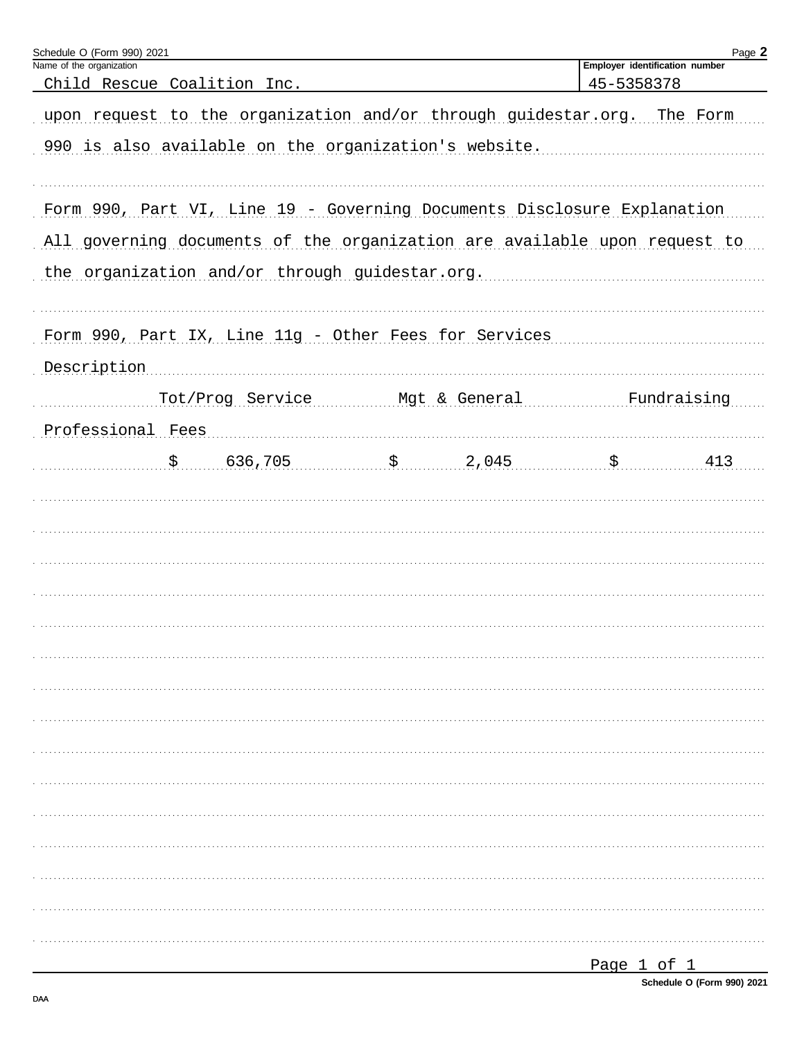Name of the organization: Child Rescue Coalition Inc.

Employer identification number: 45-5358378

upon request to the organization and/or through guidestar.org. The Form 990 is also available on the organization's website.

Form 990, Part VI, Line 19 - Governing Documents Disclosure Explanation

All governing documents of the organization are available upon request to the organization and/or through guidestar.org.

Form 990, Part IX, Line 11g - Other Fees for Services

| Description | Tot/Prog Service | Mgt & General | Fundraising |
|---|---|---|---|
| Professional Fees | $ 636,705 | $ 2,045 | $ 413 |